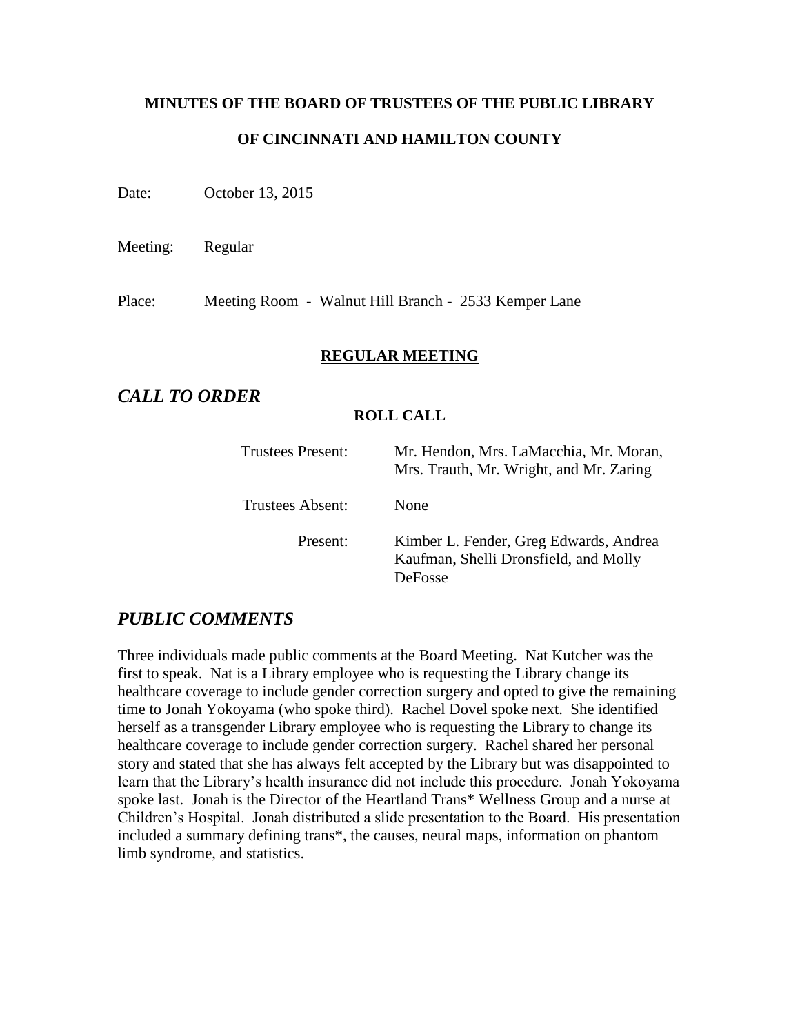**MINUTES OF THE BOARD OF TRUSTEES OF THE PUBLIC LIBRARY**

**OF CINCINNATI AND HAMILTON COUNTY**

Date: October 13, 2015

Meeting: Regular

Place: Meeting Room - Walnut Hill Branch - 2533 Kemper Lane

**REGULAR MEETING**

## *CALL TO ORDER*

**ROLL CALL**

| | |
|---|---|
| Trustees Present: | Mr. Hendon, Mrs. LaMacchia, Mr. Moran, Mrs. Trauth, Mr. Wright, and Mr. Zaring |
| Trustees Absent: | None |
| Present: | Kimber L. Fender, Greg Edwards, Andrea Kaufman, Shelli Dronsfield, and Molly DeFosse |

## *PUBLIC COMMENTS*

Three individuals made public comments at the Board Meeting. Nat Kutcher was the first to speak. Nat is a Library employee who is requesting the Library change its healthcare coverage to include gender correction surgery and opted to give the remaining time to Jonah Yokoyama (who spoke third). Rachel Dovel spoke next. She identified herself as a transgender Library employee who is requesting the Library to change its healthcare coverage to include gender correction surgery. Rachel shared her personal story and stated that she has always felt accepted by the Library but was disappointed to learn that the Library's health insurance did not include this procedure. Jonah Yokoyama spoke last. Jonah is the Director of the Heartland Trans* Wellness Group and a nurse at Children's Hospital. Jonah distributed a slide presentation to the Board. His presentation included a summary defining trans*, the causes, neural maps, information on phantom limb syndrome, and statistics.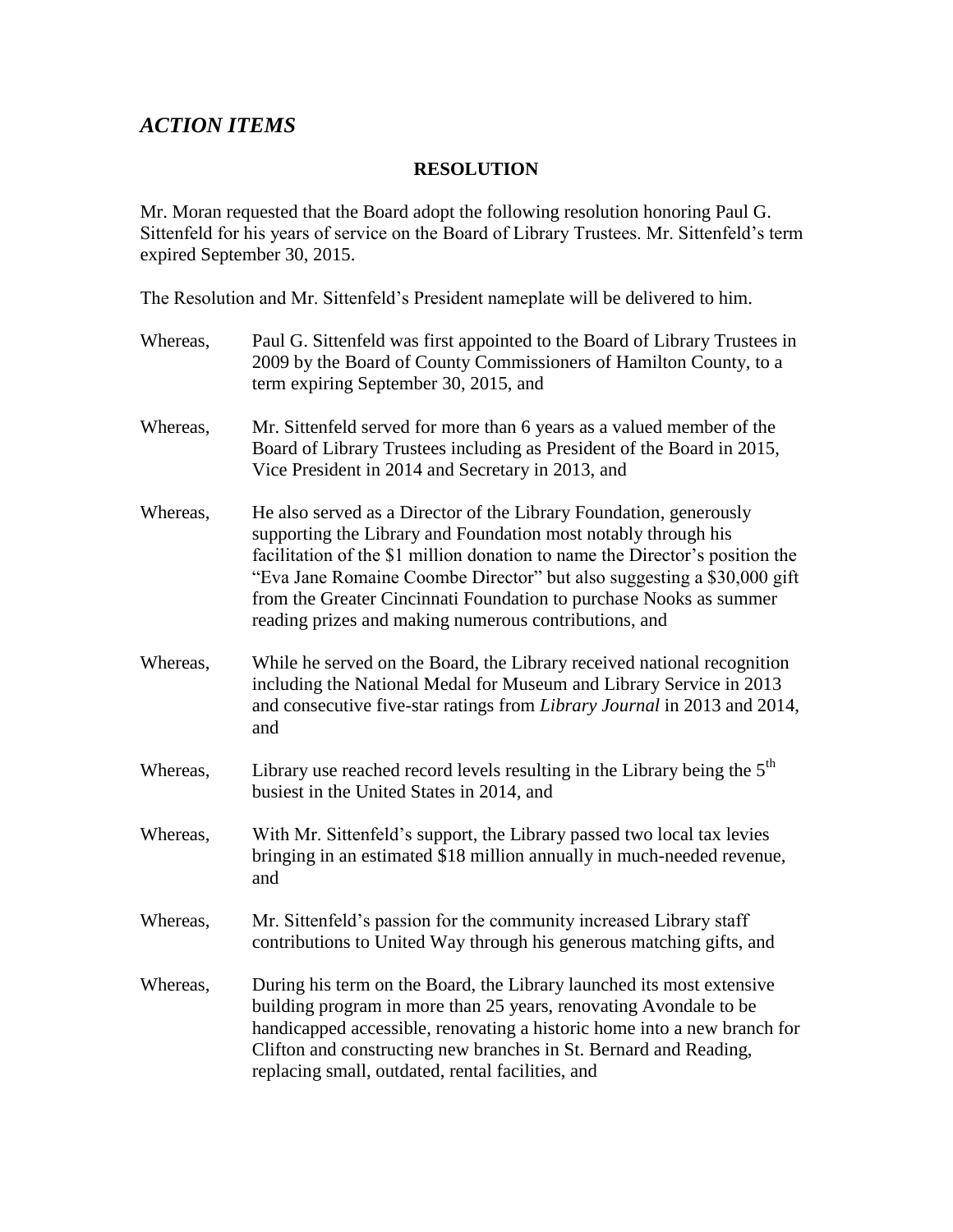## *ACTION ITEMS*

### RESOLUTION

Mr. Moran requested that the Board adopt the following resolution honoring Paul G. Sittenfeld for his years of service on the Board of Library Trustees. Mr. Sittenfeld's term expired September 30, 2015.

The Resolution and Mr. Sittenfeld's President nameplate will be delivered to him.

Whereas, Paul G. Sittenfeld was first appointed to the Board of Library Trustees in 2009 by the Board of County Commissioners of Hamilton County, to a term expiring September 30, 2015, and

Whereas, Mr. Sittenfeld served for more than 6 years as a valued member of the Board of Library Trustees including as President of the Board in 2015, Vice President in 2014 and Secretary in 2013, and

Whereas, He also served as a Director of the Library Foundation, generously supporting the Library and Foundation most notably through his facilitation of the $1 million donation to name the Director's position the "Eva Jane Romaine Coombe Director" but also suggesting a $30,000 gift from the Greater Cincinnati Foundation to purchase Nooks as summer reading prizes and making numerous contributions, and

Whereas, While he served on the Board, the Library received national recognition including the National Medal for Museum and Library Service in 2013 and consecutive five-star ratings from *Library Journal* in 2013 and 2014, and

Whereas, Library use reached record levels resulting in the Library being the 5th busiest in the United States in 2014, and

Whereas, With Mr. Sittenfeld's support, the Library passed two local tax levies bringing in an estimated $18 million annually in much-needed revenue, and

Whereas, Mr. Sittenfeld's passion for the community increased Library staff contributions to United Way through his generous matching gifts, and

Whereas, During his term on the Board, the Library launched its most extensive building program in more than 25 years, renovating Avondale to be handicapped accessible, renovating a historic home into a new branch for Clifton and constructing new branches in St. Bernard and Reading, replacing small, outdated, rental facilities, and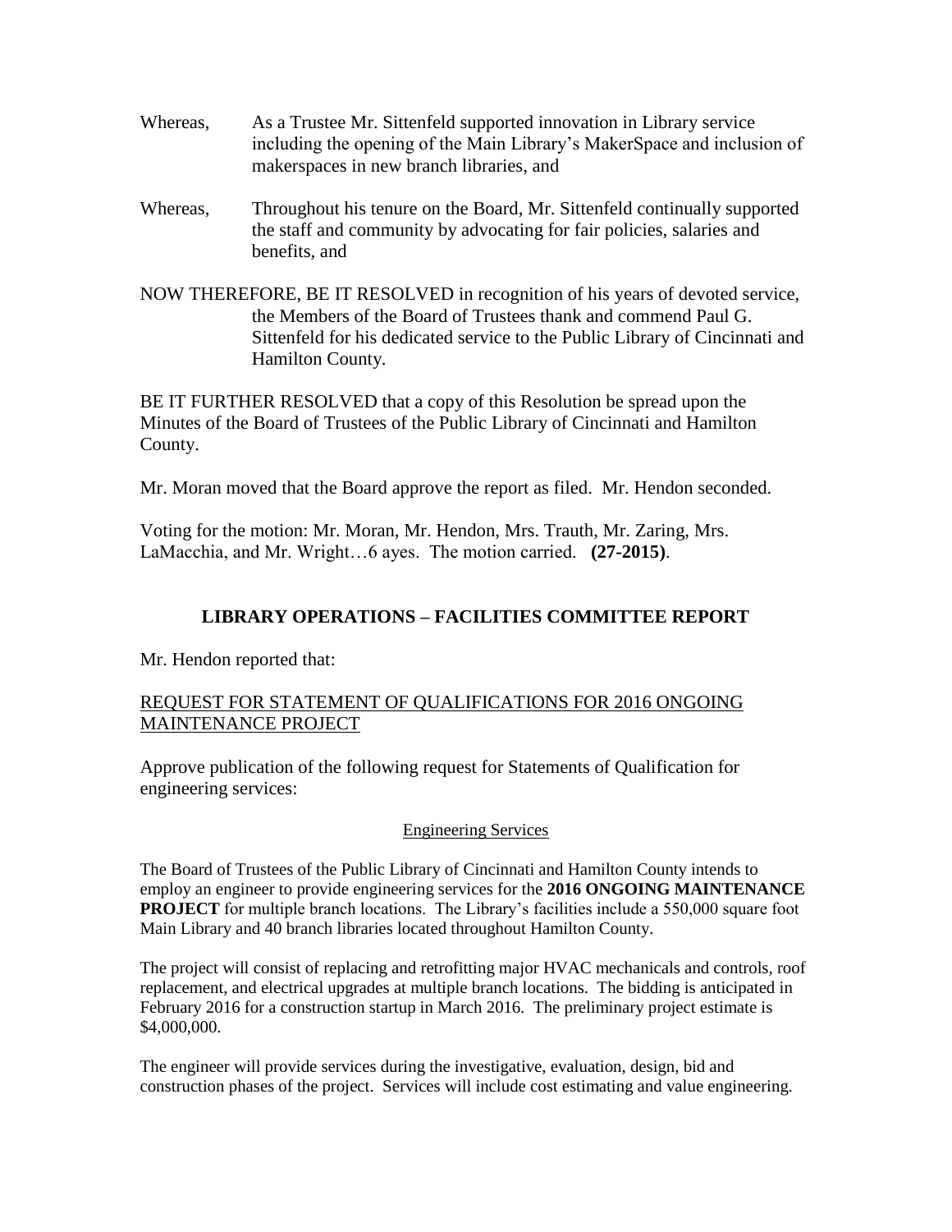Whereas, As a Trustee Mr. Sittenfeld supported innovation in Library service including the opening of the Main Library's MakerSpace and inclusion of makerspaces in new branch libraries, and

Whereas, Throughout his tenure on the Board, Mr. Sittenfeld continually supported the staff and community by advocating for fair policies, salaries and benefits, and

NOW THEREFORE, BE IT RESOLVED in recognition of his years of devoted service, the Members of the Board of Trustees thank and commend Paul G. Sittenfeld for his dedicated service to the Public Library of Cincinnati and Hamilton County.

BE IT FURTHER RESOLVED that a copy of this Resolution be spread upon the Minutes of the Board of Trustees of the Public Library of Cincinnati and Hamilton County.

Mr. Moran moved that the Board approve the report as filed. Mr. Hendon seconded.

Voting for the motion: Mr. Moran, Mr. Hendon, Mrs. Trauth, Mr. Zaring, Mrs. LaMacchia, and Mr. Wright…6 ayes. The motion carried. **(27-2015)**.

## LIBRARY OPERATIONS – FACILITIES COMMITTEE REPORT

Mr. Hendon reported that:

REQUEST FOR STATEMENT OF QUALIFICATIONS FOR 2016 ONGOING MAINTENANCE PROJECT

Approve publication of the following request for Statements of Qualification for engineering services:

Engineering Services

The Board of Trustees of the Public Library of Cincinnati and Hamilton County intends to employ an engineer to provide engineering services for the **2016 ONGOING MAINTENANCE PROJECT** for multiple branch locations. The Library's facilities include a 550,000 square foot Main Library and 40 branch libraries located throughout Hamilton County.

The project will consist of replacing and retrofitting major HVAC mechanicals and controls, roof replacement, and electrical upgrades at multiple branch locations. The bidding is anticipated in February 2016 for a construction startup in March 2016. The preliminary project estimate is $4,000,000.

The engineer will provide services during the investigative, evaluation, design, bid and construction phases of the project. Services will include cost estimating and value engineering.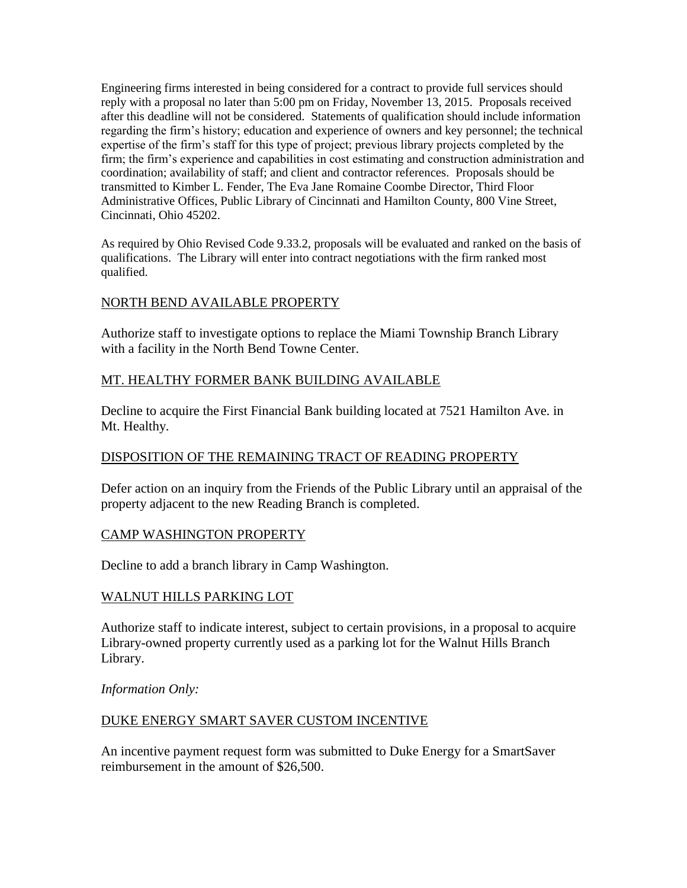Engineering firms interested in being considered for a contract to provide full services should reply with a proposal no later than 5:00 pm on Friday, November 13, 2015. Proposals received after this deadline will not be considered. Statements of qualification should include information regarding the firm's history; education and experience of owners and key personnel; the technical expertise of the firm's staff for this type of project; previous library projects completed by the firm; the firm's experience and capabilities in cost estimating and construction administration and coordination; availability of staff; and client and contractor references. Proposals should be transmitted to Kimber L. Fender, The Eva Jane Romaine Coombe Director, Third Floor Administrative Offices, Public Library of Cincinnati and Hamilton County, 800 Vine Street, Cincinnati, Ohio 45202.

As required by Ohio Revised Code 9.33.2, proposals will be evaluated and ranked on the basis of qualifications. The Library will enter into contract negotiations with the firm ranked most qualified.

<u>NORTH BEND AVAILABLE PROPERTY</u>

Authorize staff to investigate options to replace the Miami Township Branch Library with a facility in the North Bend Towne Center.

<u>MT. HEALTHY FORMER BANK BUILDING AVAILABLE</u>

Decline to acquire the First Financial Bank building located at 7521 Hamilton Ave. in Mt. Healthy.

<u>DISPOSITION OF THE REMAINING TRACT OF READING PROPERTY</u>

Defer action on an inquiry from the Friends of the Public Library until an appraisal of the property adjacent to the new Reading Branch is completed.

<u>CAMP WASHINGTON PROPERTY</u>

Decline to add a branch library in Camp Washington.

<u>WALNUT HILLS PARKING LOT</u>

Authorize staff to indicate interest, subject to certain provisions, in a proposal to acquire Library-owned property currently used as a parking lot for the Walnut Hills Branch Library.

*Information Only:*

<u>DUKE ENERGY SMART SAVER CUSTOM INCENTIVE</u>

An incentive payment request form was submitted to Duke Energy for a SmartSaver reimbursement in the amount of $26,500.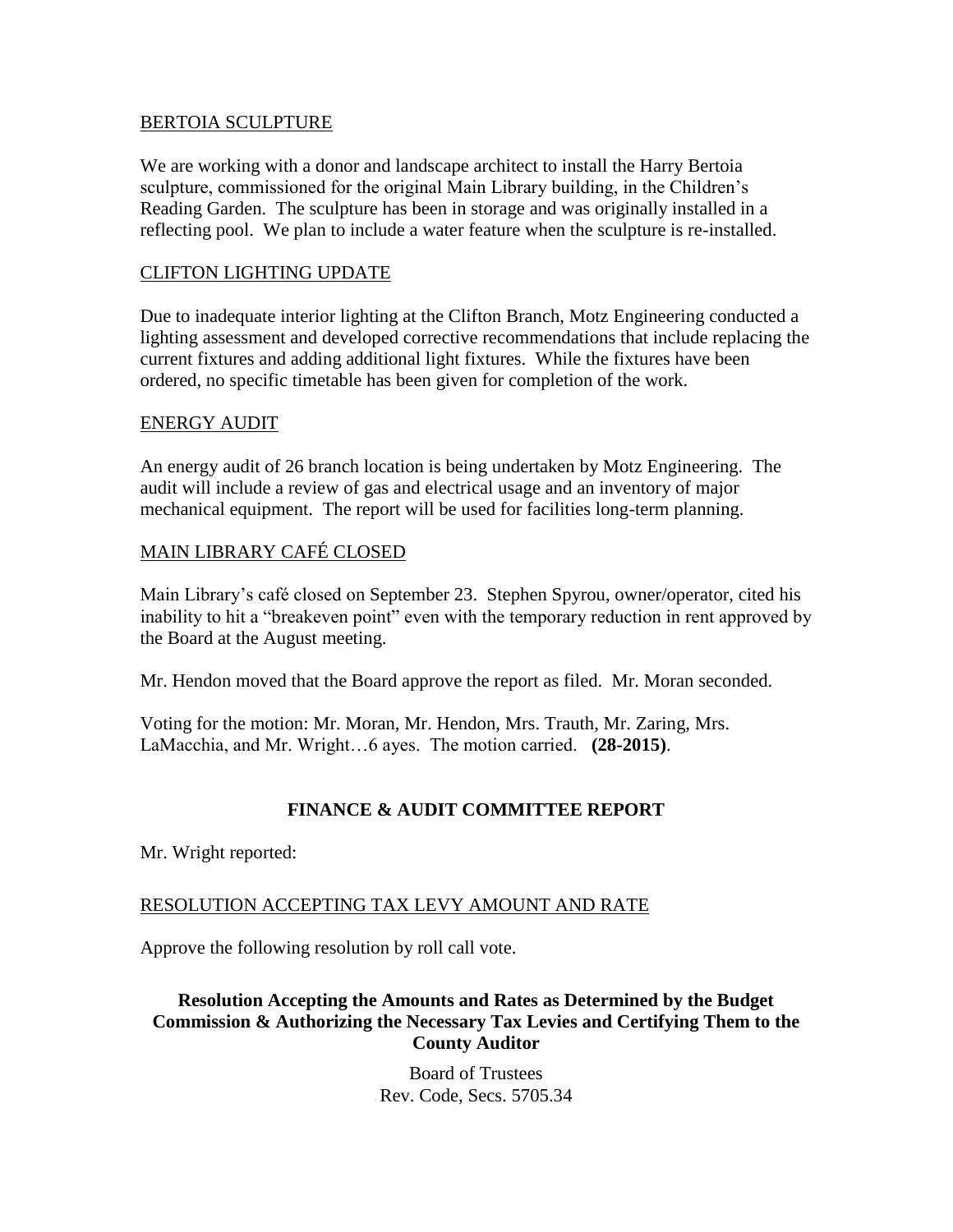## BERTOIA SCULPTURE

We are working with a donor and landscape architect to install the Harry Bertoia sculpture, commissioned for the original Main Library building, in the Children's Reading Garden. The sculpture has been in storage and was originally installed in a reflecting pool. We plan to include a water feature when the sculpture is re-installed.

## CLIFTON LIGHTING UPDATE

Due to inadequate interior lighting at the Clifton Branch, Motz Engineering conducted a lighting assessment and developed corrective recommendations that include replacing the current fixtures and adding additional light fixtures. While the fixtures have been ordered, no specific timetable has been given for completion of the work.

## ENERGY AUDIT

An energy audit of 26 branch location is being undertaken by Motz Engineering. The audit will include a review of gas and electrical usage and an inventory of major mechanical equipment. The report will be used for facilities long-term planning.

## MAIN LIBRARY CAFÉ CLOSED

Main Library's café closed on September 23. Stephen Spyrou, owner/operator, cited his inability to hit a "breakeven point" even with the temporary reduction in rent approved by the Board at the August meeting.

Mr. Hendon moved that the Board approve the report as filed. Mr. Moran seconded.

Voting for the motion: Mr. Moran, Mr. Hendon, Mrs. Trauth, Mr. Zaring, Mrs. LaMacchia, and Mr. Wright…6 ayes. The motion carried. **(28-2015)**.

# FINANCE & AUDIT COMMITTEE REPORT

Mr. Wright reported:

## RESOLUTION ACCEPTING TAX LEVY AMOUNT AND RATE

Approve the following resolution by roll call vote.

**Resolution Accepting the Amounts and Rates as Determined by the Budget Commission & Authorizing the Necessary Tax Levies and Certifying Them to the County Auditor**

Board of Trustees
Rev. Code, Secs. 5705.34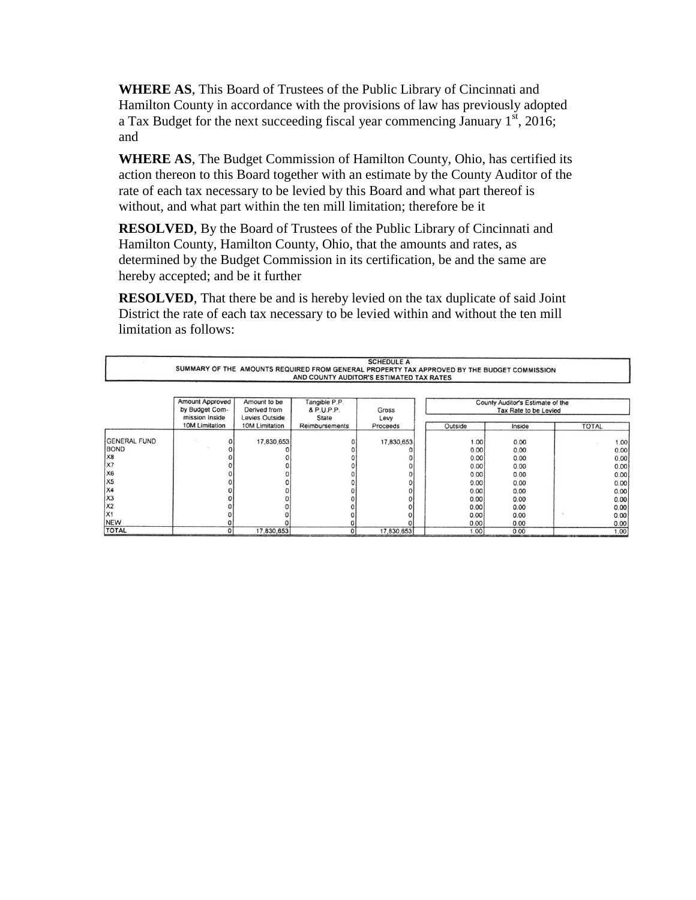**WHERE AS**, This Board of Trustees of the Public Library of Cincinnati and Hamilton County in accordance with the provisions of law has previously adopted a Tax Budget for the next succeeding fiscal year commencing January 1st, 2016; and

**WHERE AS**, The Budget Commission of Hamilton County, Ohio, has certified its action thereon to this Board together with an estimate by the County Auditor of the rate of each tax necessary to be levied by this Board and what part thereof is without, and what part within the ten mill limitation; therefore be it

**RESOLVED**, By the Board of Trustees of the Public Library of Cincinnati and Hamilton County, Hamilton County, Ohio, that the amounts and rates, as determined by the Budget Commission in its certification, be and the same are hereby accepted; and be it further

**RESOLVED**, That there be and is hereby levied on the tax duplicate of said Joint District the rate of each tax necessary to be levied within and without the ten mill limitation as follows:

**SCHEDULE A**
**SUMMARY OF THE AMOUNTS REQUIRED FROM GENERAL PROPERTY TAX APPROVED BY THE BUDGET COMMISSION AND COUNTY AUDITOR'S ESTIMATED TAX RATES**

| | Amount Approved by Budget Commission Inside 10M Limitation | Amount to be Derived from Levies Outside 10M Limitation | Tangible P.P. & P.U.P.P. State Reimbursements | Gross Levy Proceeds | County Auditor's Estimate of the Tax Rate to be Levied | | |
|---|---|---|---|---|---|---|---|
| | | | | | Outside | Inside | TOTAL |
| GENERAL FUND | 0 | 17,830,653 | 0 | 17,830,653 | 1.00 | 0.00 | 1.00 |
| BOND | 0 | 0 | 0 | 0 | 0.00 | 0.00 | 0.00 |
| X8 | 0 | 0 | 0 | 0 | 0.00 | 0.00 | 0.00 |
| X7 | 0 | 0 | 0 | 0 | 0.00 | 0.00 | 0.00 |
| X6 | 0 | 0 | 0 | 0 | 0.00 | 0.00 | 0.00 |
| X5 | 0 | 0 | 0 | 0 | 0.00 | 0.00 | 0.00 |
| X4 | 0 | 0 | 0 | 0 | 0.00 | 0.00 | 0.00 |
| X3 | 0 | 0 | 0 | 0 | 0.00 | 0.00 | 0.00 |
| X2 | 0 | 0 | 0 | 0 | 0.00 | 0.00 | 0.00 |
| X1 | 0 | 0 | 0 | 0 | 0.00 | 0.00 | 0.00 |
| NEW | 0 | 0 | 0 | 0 | 0.00 | 0.00 | 0.00 |
| TOTAL | 0 | 17,830,653 | 0 | 17,830,653 | 1.00 | 0.00 | 1.00 |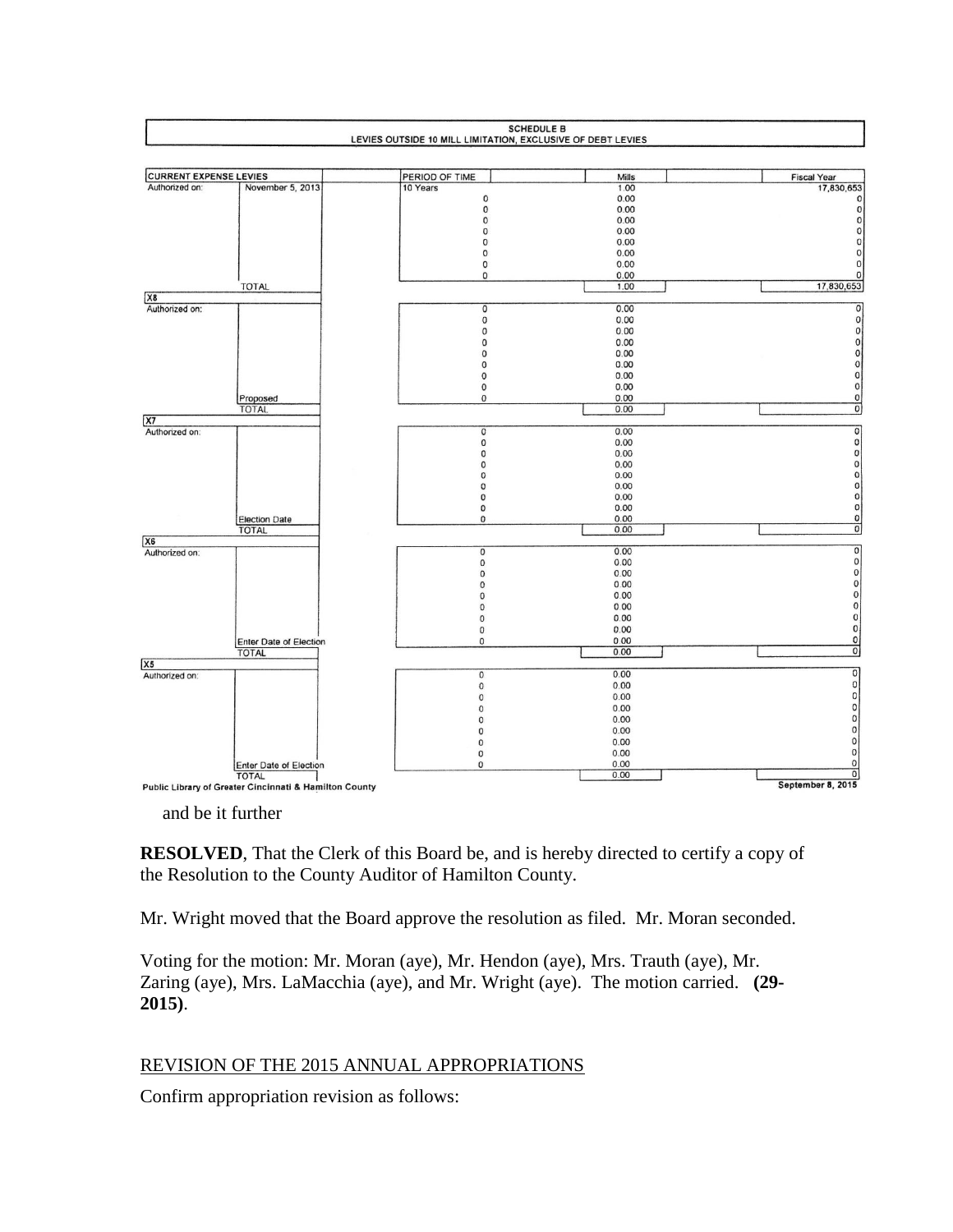**SCHEDULE B**
**LEVIES OUTSIDE 10 MILL LIMITATION, EXCLUSIVE OF DEBT LEVIES**

| CURRENT EXPENSE LEVIES | | PERIOD OF TIME | Mills | Fiscal Year |
|---|---|---|---|---|
| Authorized on: | November 5, 2013 | 10 Years | 1.00 | 17,830,653 |
| | | 0 | 0.00 | 0 |
| | | 0 | 0.00 | 0 |
| | | 0 | 0.00 | 0 |
| | | 0 | 0.00 | 0 |
| | | 0 | 0.00 | 0 |
| | | 0 | 0.00 | 0 |
| | | 0 | 0.00 | 0 |
| | | 0 | 0.00 | 0 |
| | TOTAL | | 1.00 | 17,830,653 |
| X8 | | | | |
| Authorized on: | | 0 | 0.00 | 0 |
| | | 0 | 0.00 | 0 |
| | | 0 | 0.00 | 0 |
| | | 0 | 0.00 | 0 |
| | | 0 | 0.00 | 0 |
| | | 0 | 0.00 | 0 |
| | | 0 | 0.00 | 0 |
| | | 0 | 0.00 | 0 |
| | Proposed | 0 | 0.00 | 0 |
| | TOTAL | | 0.00 | 0 |
| X7 | | | | |
| Authorized on: | | 0 | 0.00 | 0 |
| | | 0 | 0.00 | 0 |
| | | 0 | 0.00 | 0 |
| | | 0 | 0.00 | 0 |
| | | 0 | 0.00 | 0 |
| | | 0 | 0.00 | 0 |
| | | 0 | 0.00 | 0 |
| | | 0 | 0.00 | 0 |
| | Election Date | 0 | 0.00 | 0 |
| | TOTAL | | 0.00 | 0 |
| X6 | | | | |
| Authorized on: | | 0 | 0.00 | 0 |
| | | 0 | 0.00 | 0 |
| | | 0 | 0.00 | 0 |
| | | 0 | 0.00 | 0 |
| | | 0 | 0.00 | 0 |
| | | 0 | 0.00 | 0 |
| | | 0 | 0.00 | 0 |
| | | 0 | 0.00 | 0 |
| | Enter Date of Election | 0 | 0.00 | 0 |
| | TOTAL | | 0.00 | 0 |
| X5 | | | | |
| Authorized on: | | 0 | 0.00 | 0 |
| | | 0 | 0.00 | 0 |
| | | 0 | 0.00 | 0 |
| | | 0 | 0.00 | 0 |
| | | 0 | 0.00 | 0 |
| | | 0 | 0.00 | 0 |
| | | 0 | 0.00 | 0 |
| | | 0 | 0.00 | 0 |
| | Enter Date of Election | 0 | 0.00 | 0 |
| | TOTAL | | 0.00 | 0 |

Public Library of Greater Cincinnati & Hamilton County — September 8, 2015

and be it further

**RESOLVED**, That the Clerk of this Board be, and is hereby directed to certify a copy of the Resolution to the County Auditor of Hamilton County.

Mr. Wright moved that the Board approve the resolution as filed. Mr. Moran seconded.

Voting for the motion: Mr. Moran (aye), Mr. Hendon (aye), Mrs. Trauth (aye), Mr. Zaring (aye), Mrs. LaMacchia (aye), and Mr. Wright (aye). The motion carried. **(29-2015)**.

REVISION OF THE 2015 ANNUAL APPROPRIATIONS

Confirm appropriation revision as follows: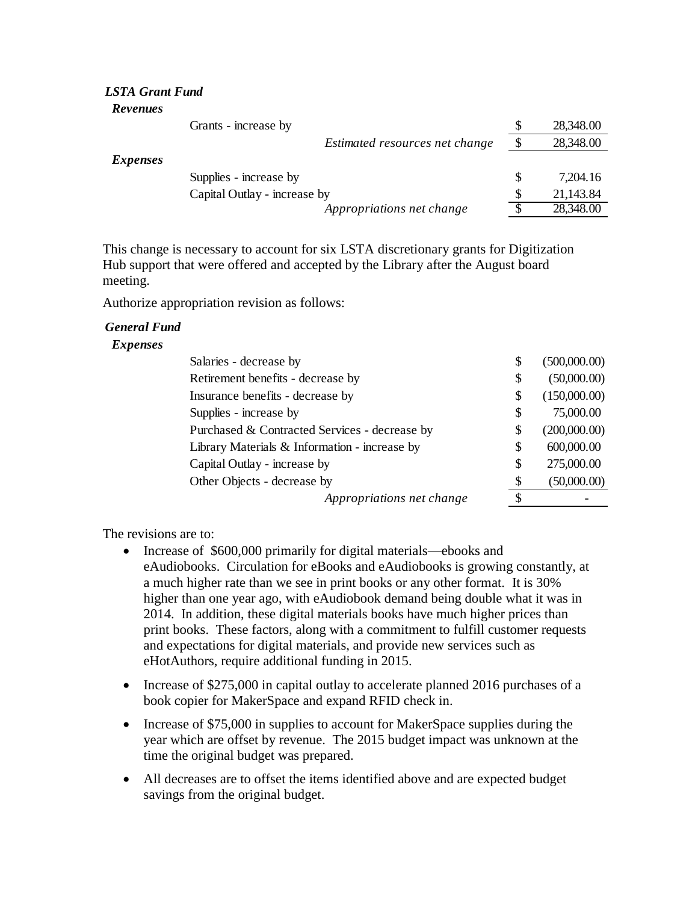***LSTA Grant Fund***

***Revenues***

| | | |
|---|---|---|
| Grants - increase by | $ | 28,348.00 |
| *Estimated resources net change* | $ | 28,348.00 |

***Expenses***

| | | |
|---|---|---|
| Supplies - increase by | $ | 7,204.16 |
| Capital Outlay - increase by | $ | 21,143.84 |
| *Appropriations net change* | $ | 28,348.00 |

This change is necessary to account for six LSTA discretionary grants for Digitization Hub support that were offered and accepted by the Library after the August board meeting.

Authorize appropriation revision as follows:

***General Fund***

***Expenses***

| | | |
|---|---|---|
| Salaries - decrease by | $ | (500,000.00) |
| Retirement benefits - decrease by | $ | (50,000.00) |
| Insurance benefits - decrease by | $ | (150,000.00) |
| Supplies - increase by | $ | 75,000.00 |
| Purchased & Contracted Services - decrease by | $ | (200,000.00) |
| Library Materials & Information - increase by | $ | 600,000.00 |
| Capital Outlay - increase by | $ | 275,000.00 |
| Other Objects - decrease by | $ | (50,000.00) |
| *Appropriations net change* | $ | - |

The revisions are to:

- Increase of $600,000 primarily for digital materials—ebooks and eAudiobooks. Circulation for eBooks and eAudiobooks is growing constantly, at a much higher rate than we see in print books or any other format. It is 30% higher than one year ago, with eAudiobook demand being double what it was in 2014. In addition, these digital materials books have much higher prices than print books. These factors, along with a commitment to fulfill customer requests and expectations for digital materials, and provide new services such as eHotAuthors, require additional funding in 2015.

- Increase of $275,000 in capital outlay to accelerate planned 2016 purchases of a book copier for MakerSpace and expand RFID check in.

- Increase of $75,000 in supplies to account for MakerSpace supplies during the year which are offset by revenue. The 2015 budget impact was unknown at the time the original budget was prepared.

- All decreases are to offset the items identified above and are expected budget savings from the original budget.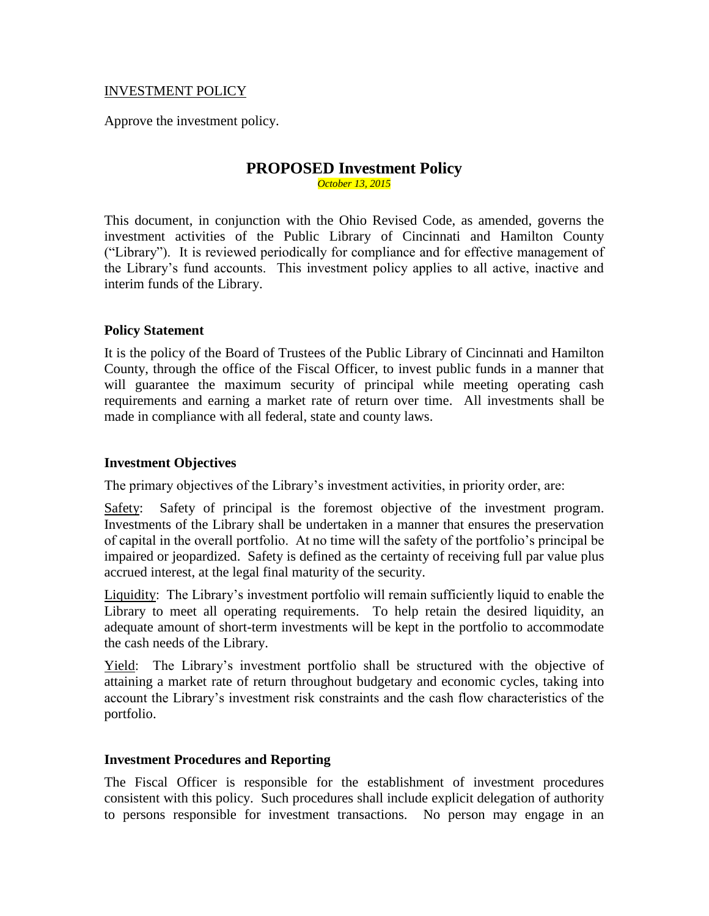INVESTMENT POLICY

Approve the investment policy.

# PROPOSED Investment Policy

*October 13, 2015*

This document, in conjunction with the Ohio Revised Code, as amended, governs the investment activities of the Public Library of Cincinnati and Hamilton County ("Library"). It is reviewed periodically for compliance and for effective management of the Library's fund accounts. This investment policy applies to all active, inactive and interim funds of the Library.

**Policy Statement**

It is the policy of the Board of Trustees of the Public Library of Cincinnati and Hamilton County, through the office of the Fiscal Officer, to invest public funds in a manner that will guarantee the maximum security of principal while meeting operating cash requirements and earning a market rate of return over time. All investments shall be made in compliance with all federal, state and county laws.

**Investment Objectives**

The primary objectives of the Library's investment activities, in priority order, are:

Safety: Safety of principal is the foremost objective of the investment program. Investments of the Library shall be undertaken in a manner that ensures the preservation of capital in the overall portfolio. At no time will the safety of the portfolio's principal be impaired or jeopardized. Safety is defined as the certainty of receiving full par value plus accrued interest, at the legal final maturity of the security.

Liquidity: The Library's investment portfolio will remain sufficiently liquid to enable the Library to meet all operating requirements. To help retain the desired liquidity, an adequate amount of short-term investments will be kept in the portfolio to accommodate the cash needs of the Library.

Yield: The Library's investment portfolio shall be structured with the objective of attaining a market rate of return throughout budgetary and economic cycles, taking into account the Library's investment risk constraints and the cash flow characteristics of the portfolio.

**Investment Procedures and Reporting**

The Fiscal Officer is responsible for the establishment of investment procedures consistent with this policy. Such procedures shall include explicit delegation of authority to persons responsible for investment transactions. No person may engage in an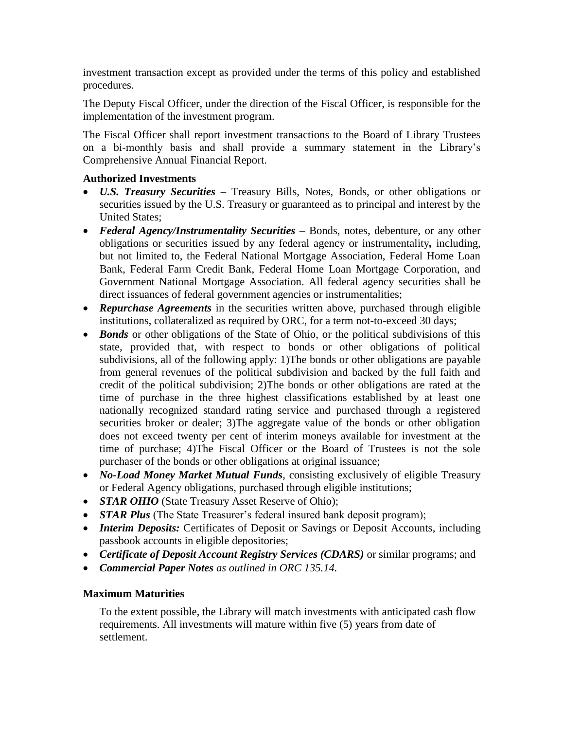investment transaction except as provided under the terms of this policy and established procedures.

The Deputy Fiscal Officer, under the direction of the Fiscal Officer, is responsible for the implementation of the investment program.

The Fiscal Officer shall report investment transactions to the Board of Library Trustees on a bi-monthly basis and shall provide a summary statement in the Library's Comprehensive Annual Financial Report.

**Authorized Investments**

- ***U.S. Treasury Securities*** – Treasury Bills, Notes, Bonds, or other obligations or securities issued by the U.S. Treasury or guaranteed as to principal and interest by the United States;
- ***Federal Agency/Instrumentality Securities*** – Bonds, notes, debenture, or any other obligations or securities issued by any federal agency or instrumentality**,** including, but not limited to, the Federal National Mortgage Association, Federal Home Loan Bank, Federal Farm Credit Bank, Federal Home Loan Mortgage Corporation, and Government National Mortgage Association. All federal agency securities shall be direct issuances of federal government agencies or instrumentalities;
- ***Repurchase Agreements*** in the securities written above, purchased through eligible institutions, collateralized as required by ORC, for a term not-to-exceed 30 days;
- ***Bonds*** or other obligations of the State of Ohio, or the political subdivisions of this state, provided that, with respect to bonds or other obligations of political subdivisions, all of the following apply: 1)The bonds or other obligations are payable from general revenues of the political subdivision and backed by the full faith and credit of the political subdivision; 2)The bonds or other obligations are rated at the time of purchase in the three highest classifications established by at least one nationally recognized standard rating service and purchased through a registered securities broker or dealer; 3)The aggregate value of the bonds or other obligation does not exceed twenty per cent of interim moneys available for investment at the time of purchase; 4)The Fiscal Officer or the Board of Trustees is not the sole purchaser of the bonds or other obligations at original issuance;
- ***No-Load Money Market Mutual Funds***, consisting exclusively of eligible Treasury or Federal Agency obligations, purchased through eligible institutions;
- ***STAR OHIO*** (State Treasury Asset Reserve of Ohio);
- ***STAR Plus*** (The State Treasurer's federal insured bank deposit program);
- ***Interim Deposits:*** Certificates of Deposit or Savings or Deposit Accounts, including passbook accounts in eligible depositories;
- ***Certificate of Deposit Account Registry Services (CDARS)*** or similar programs; and
- ***Commercial Paper Notes** as outlined in ORC 135.14.*

**Maximum Maturities**

To the extent possible, the Library will match investments with anticipated cash flow requirements. All investments will mature within five (5) years from date of settlement.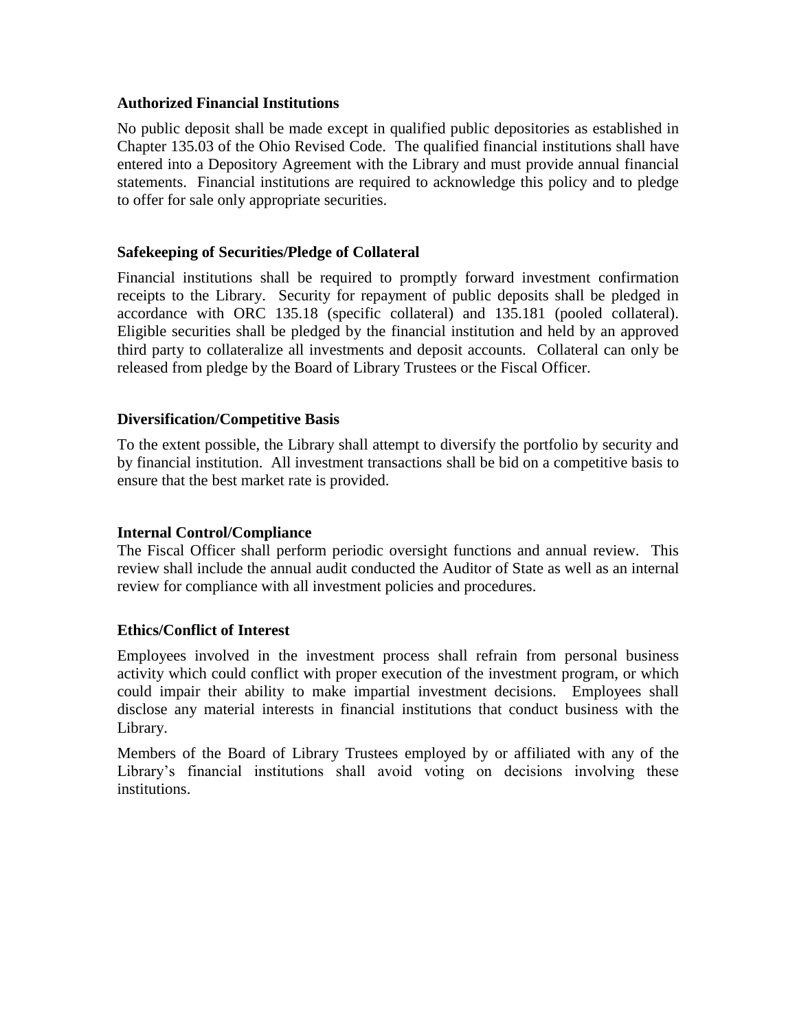**Authorized Financial Institutions**

No public deposit shall be made except in qualified public depositories as established in Chapter 135.03 of the Ohio Revised Code. The qualified financial institutions shall have entered into a Depository Agreement with the Library and must provide annual financial statements. Financial institutions are required to acknowledge this policy and to pledge to offer for sale only appropriate securities.

**Safekeeping of Securities/Pledge of Collateral**

Financial institutions shall be required to promptly forward investment confirmation receipts to the Library. Security for repayment of public deposits shall be pledged in accordance with ORC 135.18 (specific collateral) and 135.181 (pooled collateral). Eligible securities shall be pledged by the financial institution and held by an approved third party to collateralize all investments and deposit accounts. Collateral can only be released from pledge by the Board of Library Trustees or the Fiscal Officer.

**Diversification/Competitive Basis**

To the extent possible, the Library shall attempt to diversify the portfolio by security and by financial institution. All investment transactions shall be bid on a competitive basis to ensure that the best market rate is provided.

**Internal Control/Compliance**

The Fiscal Officer shall perform periodic oversight functions and annual review. This review shall include the annual audit conducted the Auditor of State as well as an internal review for compliance with all investment policies and procedures.

**Ethics/Conflict of Interest**

Employees involved in the investment process shall refrain from personal business activity which could conflict with proper execution of the investment program, or which could impair their ability to make impartial investment decisions. Employees shall disclose any material interests in financial institutions that conduct business with the Library.

Members of the Board of Library Trustees employed by or affiliated with any of the Library's financial institutions shall avoid voting on decisions involving these institutions.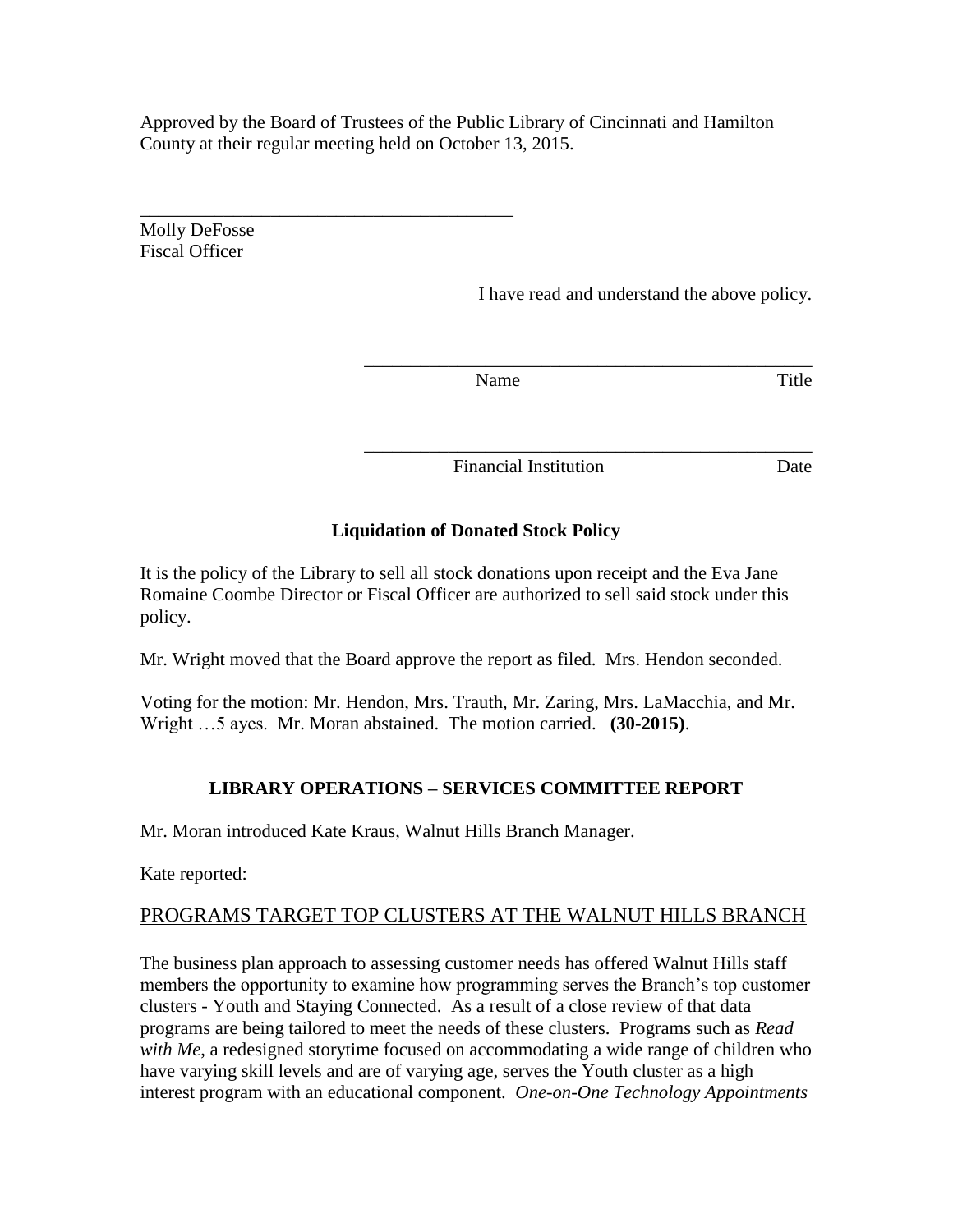Approved by the Board of Trustees of the Public Library of Cincinnati and Hamilton County at their regular meeting held on October 13, 2015.

\_\_\_\_\_\_\_\_\_\_\_\_\_\_\_\_\_\_\_\_\_\_\_\_\_\_\_\_\_\_\_\_\_\_\_\_\_\_\_\_
Molly DeFosse
Fiscal Officer

I have read and understand the above policy.

\_\_\_\_\_\_\_\_\_\_\_\_\_\_\_\_\_\_\_\_\_\_\_\_\_\_\_\_\_\_\_\_\_\_\_\_\_\_\_\_\_\_\_\_\_\_\_\_
Name Title

\_\_\_\_\_\_\_\_\_\_\_\_\_\_\_\_\_\_\_\_\_\_\_\_\_\_\_\_\_\_\_\_\_\_\_\_\_\_\_\_\_\_\_\_\_\_\_\_
Financial Institution Date

**Liquidation of Donated Stock Policy**

It is the policy of the Library to sell all stock donations upon receipt and the Eva Jane Romaine Coombe Director or Fiscal Officer are authorized to sell said stock under this policy.

Mr. Wright moved that the Board approve the report as filed. Mrs. Hendon seconded.

Voting for the motion: Mr. Hendon, Mrs. Trauth, Mr. Zaring, Mrs. LaMacchia, and Mr. Wright …5 ayes. Mr. Moran abstained. The motion carried. **(30-2015)**.

**LIBRARY OPERATIONS – SERVICES COMMITTEE REPORT**

Mr. Moran introduced Kate Kraus, Walnut Hills Branch Manager.

Kate reported:

PROGRAMS TARGET TOP CLUSTERS AT THE WALNUT HILLS BRANCH

The business plan approach to assessing customer needs has offered Walnut Hills staff members the opportunity to examine how programming serves the Branch's top customer clusters - Youth and Staying Connected. As a result of a close review of that data programs are being tailored to meet the needs of these clusters. Programs such as *Read with Me*, a redesigned storytime focused on accommodating a wide range of children who have varying skill levels and are of varying age, serves the Youth cluster as a high interest program with an educational component. *One-on-One Technology Appointments*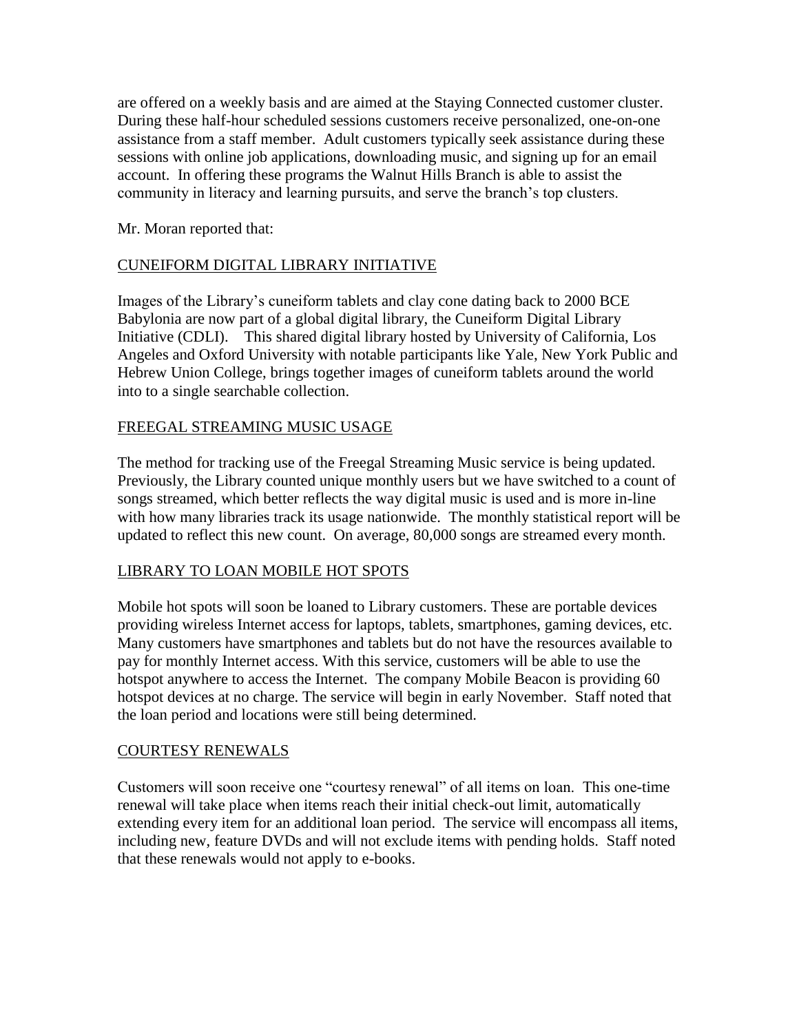are offered on a weekly basis and are aimed at the Staying Connected customer cluster. During these half-hour scheduled sessions customers receive personalized, one-on-one assistance from a staff member. Adult customers typically seek assistance during these sessions with online job applications, downloading music, and signing up for an email account. In offering these programs the Walnut Hills Branch is able to assist the community in literacy and learning pursuits, and serve the branch's top clusters.

Mr. Moran reported that:

CUNEIFORM DIGITAL LIBRARY INITIATIVE

Images of the Library's cuneiform tablets and clay cone dating back to 2000 BCE Babylonia are now part of a global digital library, the Cuneiform Digital Library Initiative (CDLI). This shared digital library hosted by University of California, Los Angeles and Oxford University with notable participants like Yale, New York Public and Hebrew Union College, brings together images of cuneiform tablets around the world into to a single searchable collection.

FREEGAL STREAMING MUSIC USAGE

The method for tracking use of the Freegal Streaming Music service is being updated. Previously, the Library counted unique monthly users but we have switched to a count of songs streamed, which better reflects the way digital music is used and is more in-line with how many libraries track its usage nationwide. The monthly statistical report will be updated to reflect this new count. On average, 80,000 songs are streamed every month.

LIBRARY TO LOAN MOBILE HOT SPOTS

Mobile hot spots will soon be loaned to Library customers. These are portable devices providing wireless Internet access for laptops, tablets, smartphones, gaming devices, etc. Many customers have smartphones and tablets but do not have the resources available to pay for monthly Internet access. With this service, customers will be able to use the hotspot anywhere to access the Internet. The company Mobile Beacon is providing 60 hotspot devices at no charge. The service will begin in early November. Staff noted that the loan period and locations were still being determined.

COURTESY RENEWALS

Customers will soon receive one "courtesy renewal" of all items on loan. This one-time renewal will take place when items reach their initial check-out limit, automatically extending every item for an additional loan period. The service will encompass all items, including new, feature DVDs and will not exclude items with pending holds. Staff noted that these renewals would not apply to e-books.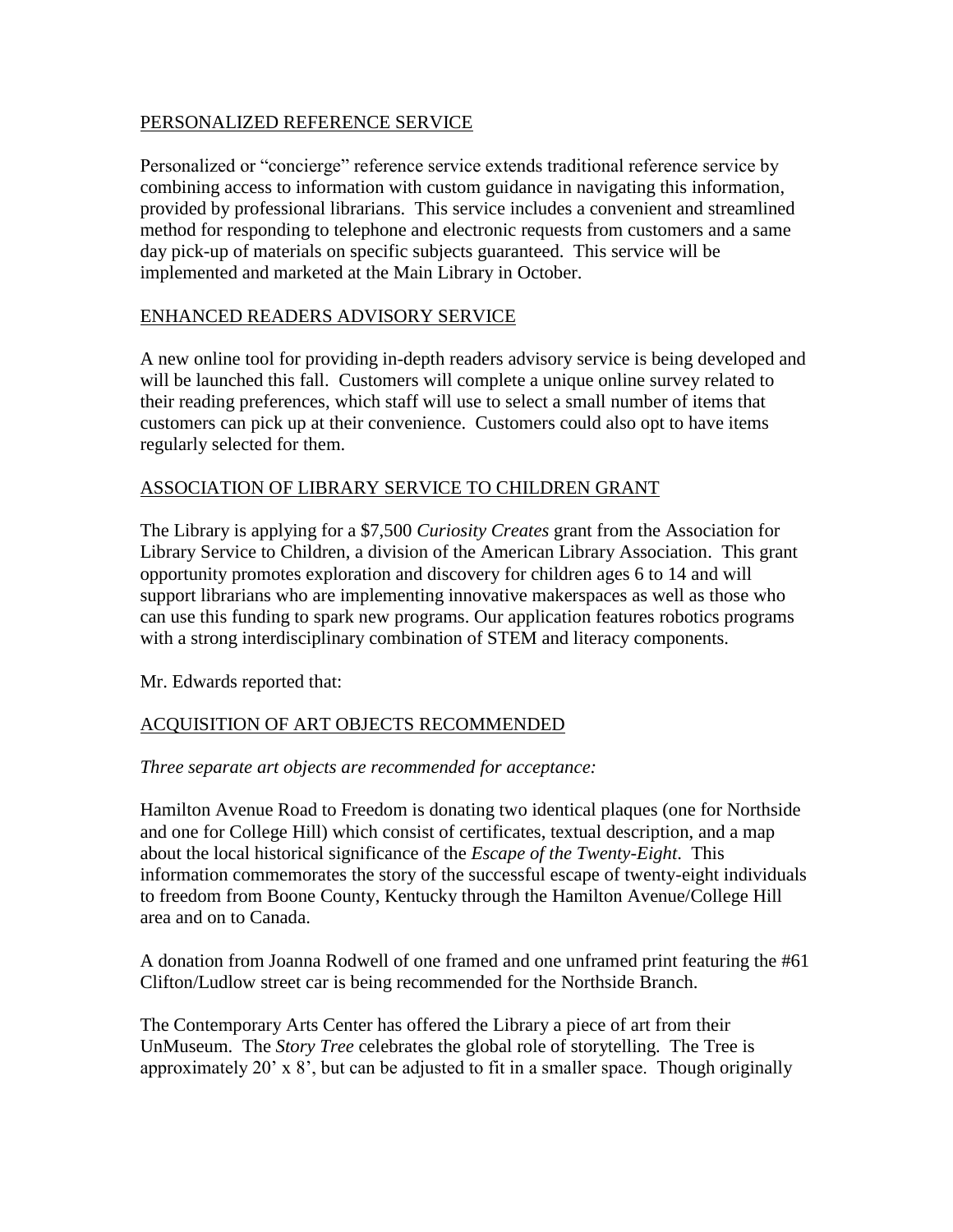PERSONALIZED REFERENCE SERVICE

Personalized or "concierge" reference service extends traditional reference service by combining access to information with custom guidance in navigating this information, provided by professional librarians. This service includes a convenient and streamlined method for responding to telephone and electronic requests from customers and a same day pick-up of materials on specific subjects guaranteed. This service will be implemented and marketed at the Main Library in October.

ENHANCED READERS ADVISORY SERVICE

A new online tool for providing in-depth readers advisory service is being developed and will be launched this fall. Customers will complete a unique online survey related to their reading preferences, which staff will use to select a small number of items that customers can pick up at their convenience. Customers could also opt to have items regularly selected for them.

ASSOCIATION OF LIBRARY SERVICE TO CHILDREN GRANT

The Library is applying for a $7,500 *Curiosity Creates* grant from the Association for Library Service to Children, a division of the American Library Association. This grant opportunity promotes exploration and discovery for children ages 6 to 14 and will support librarians who are implementing innovative makerspaces as well as those who can use this funding to spark new programs. Our application features robotics programs with a strong interdisciplinary combination of STEM and literacy components.

Mr. Edwards reported that:

ACQUISITION OF ART OBJECTS RECOMMENDED

*Three separate art objects are recommended for acceptance:*

Hamilton Avenue Road to Freedom is donating two identical plaques (one for Northside and one for College Hill) which consist of certificates, textual description, and a map about the local historical significance of the *Escape of the Twenty-Eight*. This information commemorates the story of the successful escape of twenty-eight individuals to freedom from Boone County, Kentucky through the Hamilton Avenue/College Hill area and on to Canada.

A donation from Joanna Rodwell of one framed and one unframed print featuring the #61 Clifton/Ludlow street car is being recommended for the Northside Branch.

The Contemporary Arts Center has offered the Library a piece of art from their UnMuseum. The *Story Tree* celebrates the global role of storytelling. The Tree is approximately 20' x 8', but can be adjusted to fit in a smaller space. Though originally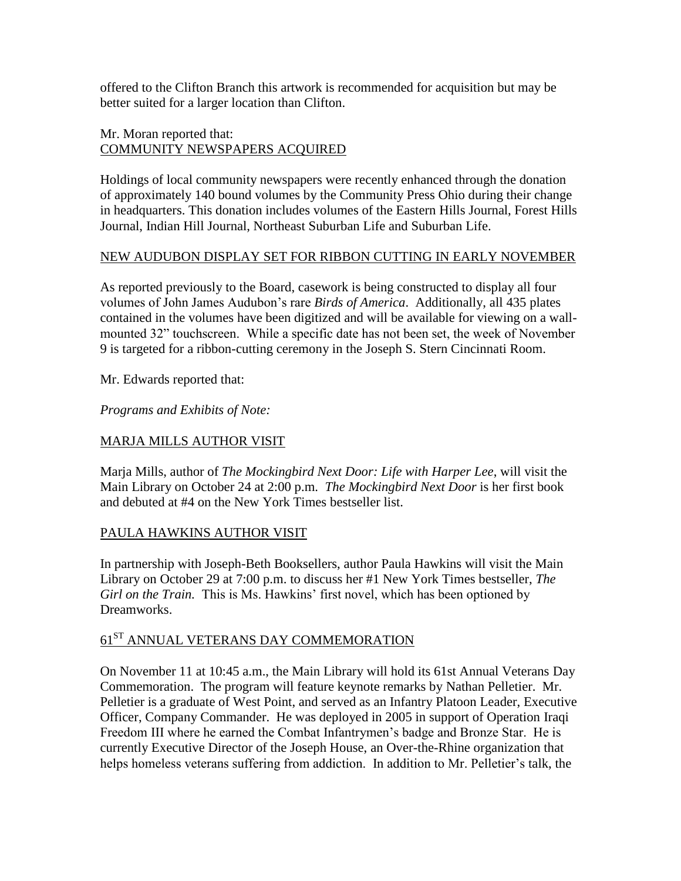offered to the Clifton Branch this artwork is recommended for acquisition but may be better suited for a larger location than Clifton.

Mr. Moran reported that:
<u>COMMUNITY NEWSPAPERS ACQUIRED</u>

Holdings of local community newspapers were recently enhanced through the donation of approximately 140 bound volumes by the Community Press Ohio during their change in headquarters. This donation includes volumes of the Eastern Hills Journal, Forest Hills Journal, Indian Hill Journal, Northeast Suburban Life and Suburban Life.

<u>NEW AUDUBON DISPLAY SET FOR RIBBON CUTTING IN EARLY NOVEMBER</u>

As reported previously to the Board, casework is being constructed to display all four volumes of John James Audubon's rare *Birds of America*. Additionally, all 435 plates contained in the volumes have been digitized and will be available for viewing on a wall-mounted 32" touchscreen. While a specific date has not been set, the week of November 9 is targeted for a ribbon-cutting ceremony in the Joseph S. Stern Cincinnati Room.

Mr. Edwards reported that:

*Programs and Exhibits of Note:*

<u>MARJA MILLS AUTHOR VISIT</u>

Marja Mills, author of *The Mockingbird Next Door: Life with Harper Lee*, will visit the Main Library on October 24 at 2:00 p.m. *The Mockingbird Next Door* is her first book and debuted at #4 on the New York Times bestseller list.

<u>PAULA HAWKINS AUTHOR VISIT</u>

In partnership with Joseph-Beth Booksellers, author Paula Hawkins will visit the Main Library on October 29 at 7:00 p.m. to discuss her #1 New York Times bestseller, *The Girl on the Train.* This is Ms. Hawkins' first novel, which has been optioned by Dreamworks.

<u>61ST ANNUAL VETERANS DAY COMMEMORATION</u>

On November 11 at 10:45 a.m., the Main Library will hold its 61st Annual Veterans Day Commemoration. The program will feature keynote remarks by Nathan Pelletier. Mr. Pelletier is a graduate of West Point, and served as an Infantry Platoon Leader, Executive Officer, Company Commander. He was deployed in 2005 in support of Operation Iraqi Freedom III where he earned the Combat Infantrymen's badge and Bronze Star. He is currently Executive Director of the Joseph House, an Over-the-Rhine organization that helps homeless veterans suffering from addiction. In addition to Mr. Pelletier's talk, the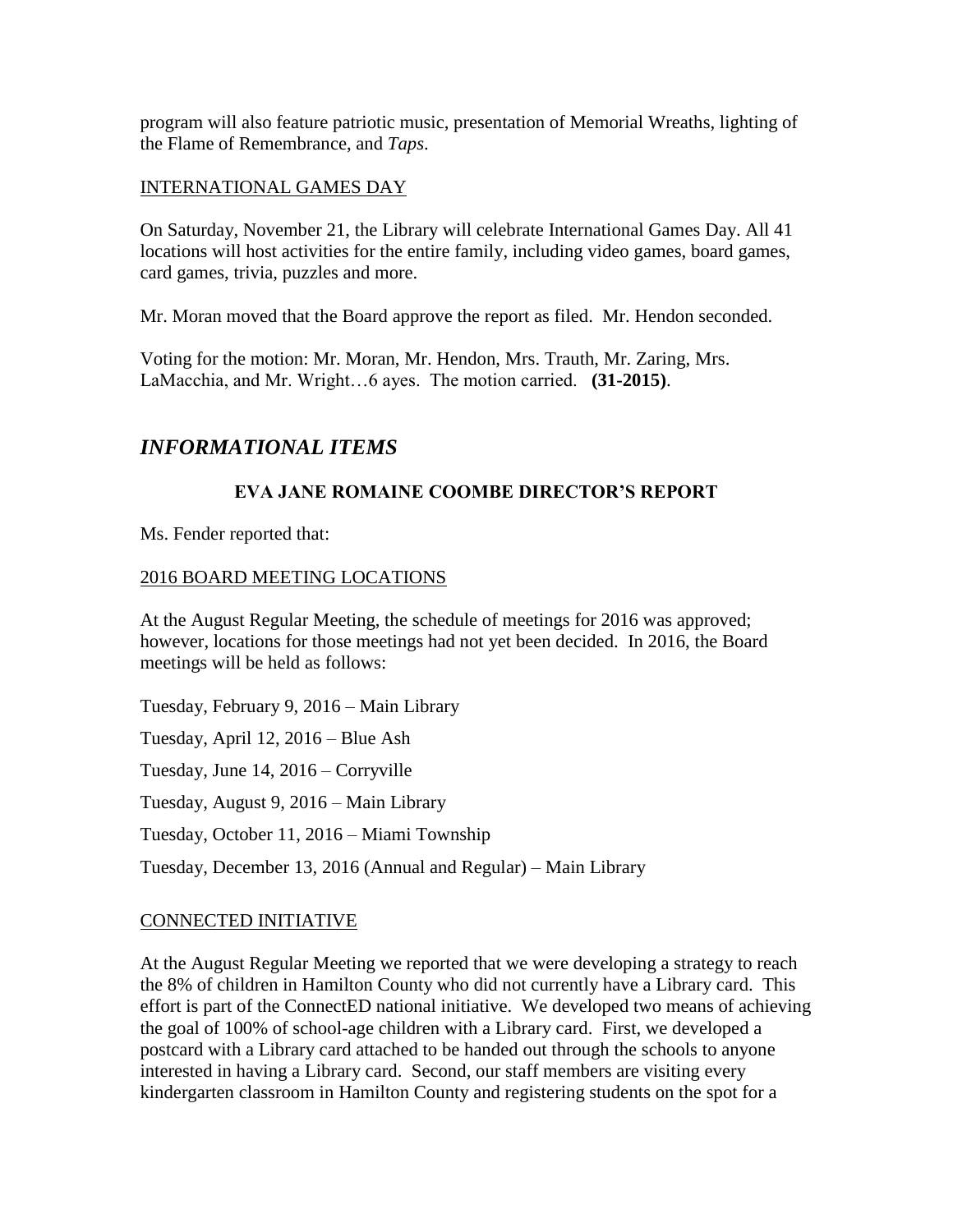program will also feature patriotic music, presentation of Memorial Wreaths, lighting of the Flame of Remembrance, and *Taps*.

INTERNATIONAL GAMES DAY

On Saturday, November 21, the Library will celebrate International Games Day. All 41 locations will host activities for the entire family, including video games, board games, card games, trivia, puzzles and more.

Mr. Moran moved that the Board approve the report as filed. Mr. Hendon seconded.

Voting for the motion: Mr. Moran, Mr. Hendon, Mrs. Trauth, Mr. Zaring, Mrs. LaMacchia, and Mr. Wright…6 ayes. The motion carried. **(31-2015)**.

## *INFORMATIONAL ITEMS*

### EVA JANE ROMAINE COOMBE DIRECTOR'S REPORT

Ms. Fender reported that:

2016 BOARD MEETING LOCATIONS

At the August Regular Meeting, the schedule of meetings for 2016 was approved; however, locations for those meetings had not yet been decided. In 2016, the Board meetings will be held as follows:

Tuesday, February 9, 2016 – Main Library

Tuesday, April 12, 2016 – Blue Ash

Tuesday, June 14, 2016 – Corryville

Tuesday, August 9, 2016 – Main Library

Tuesday, October 11, 2016 – Miami Township

Tuesday, December 13, 2016 (Annual and Regular) – Main Library

CONNECTED INITIATIVE

At the August Regular Meeting we reported that we were developing a strategy to reach the 8% of children in Hamilton County who did not currently have a Library card. This effort is part of the ConnectED national initiative. We developed two means of achieving the goal of 100% of school-age children with a Library card. First, we developed a postcard with a Library card attached to be handed out through the schools to anyone interested in having a Library card. Second, our staff members are visiting every kindergarten classroom in Hamilton County and registering students on the spot for a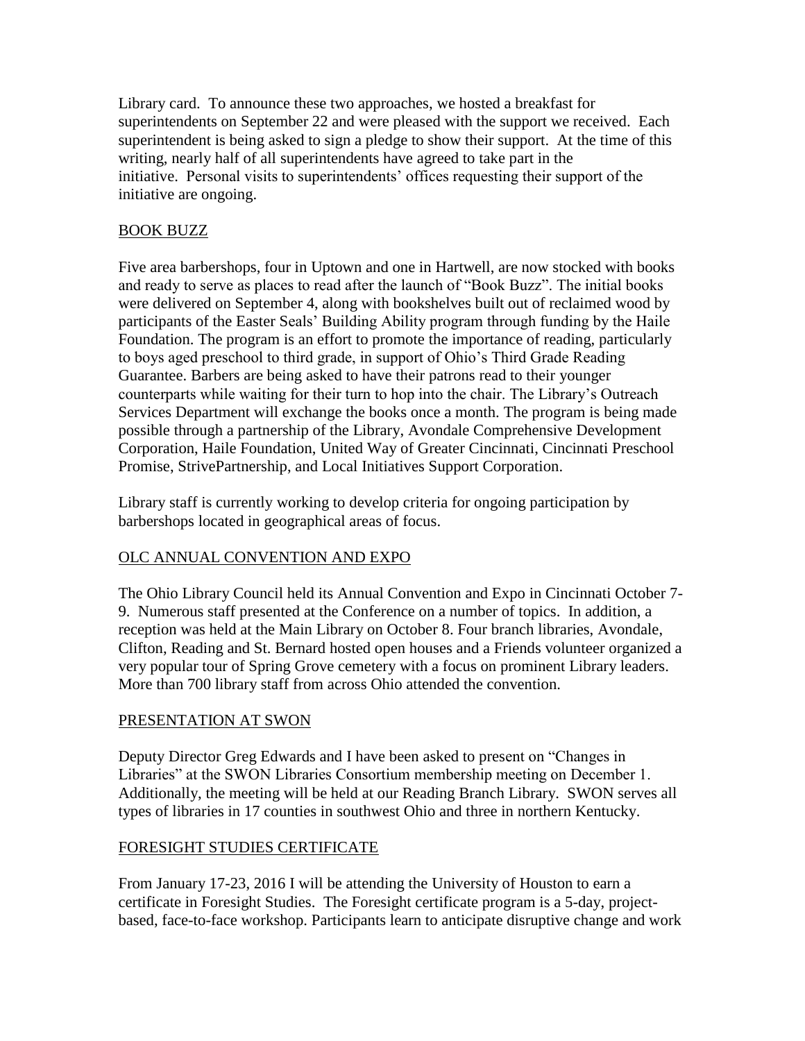Library card. To announce these two approaches, we hosted a breakfast for superintendents on September 22 and were pleased with the support we received. Each superintendent is being asked to sign a pledge to show their support. At the time of this writing, nearly half of all superintendents have agreed to take part in the initiative. Personal visits to superintendents' offices requesting their support of the initiative are ongoing.

## BOOK BUZZ

Five area barbershops, four in Uptown and one in Hartwell, are now stocked with books and ready to serve as places to read after the launch of "Book Buzz". The initial books were delivered on September 4, along with bookshelves built out of reclaimed wood by participants of the Easter Seals' Building Ability program through funding by the Haile Foundation. The program is an effort to promote the importance of reading, particularly to boys aged preschool to third grade, in support of Ohio's Third Grade Reading Guarantee. Barbers are being asked to have their patrons read to their younger counterparts while waiting for their turn to hop into the chair. The Library's Outreach Services Department will exchange the books once a month. The program is being made possible through a partnership of the Library, Avondale Comprehensive Development Corporation, Haile Foundation, United Way of Greater Cincinnati, Cincinnati Preschool Promise, StrivePartnership, and Local Initiatives Support Corporation.

Library staff is currently working to develop criteria for ongoing participation by barbershops located in geographical areas of focus.

## OLC ANNUAL CONVENTION AND EXPO

The Ohio Library Council held its Annual Convention and Expo in Cincinnati October 7-9. Numerous staff presented at the Conference on a number of topics. In addition, a reception was held at the Main Library on October 8. Four branch libraries, Avondale, Clifton, Reading and St. Bernard hosted open houses and a Friends volunteer organized a very popular tour of Spring Grove cemetery with a focus on prominent Library leaders. More than 700 library staff from across Ohio attended the convention.

## PRESENTATION AT SWON

Deputy Director Greg Edwards and I have been asked to present on "Changes in Libraries" at the SWON Libraries Consortium membership meeting on December 1. Additionally, the meeting will be held at our Reading Branch Library. SWON serves all types of libraries in 17 counties in southwest Ohio and three in northern Kentucky.

## FORESIGHT STUDIES CERTIFICATE

From January 17-23, 2016 I will be attending the University of Houston to earn a certificate in Foresight Studies. The Foresight certificate program is a 5-day, project-based, face-to-face workshop. Participants learn to anticipate disruptive change and work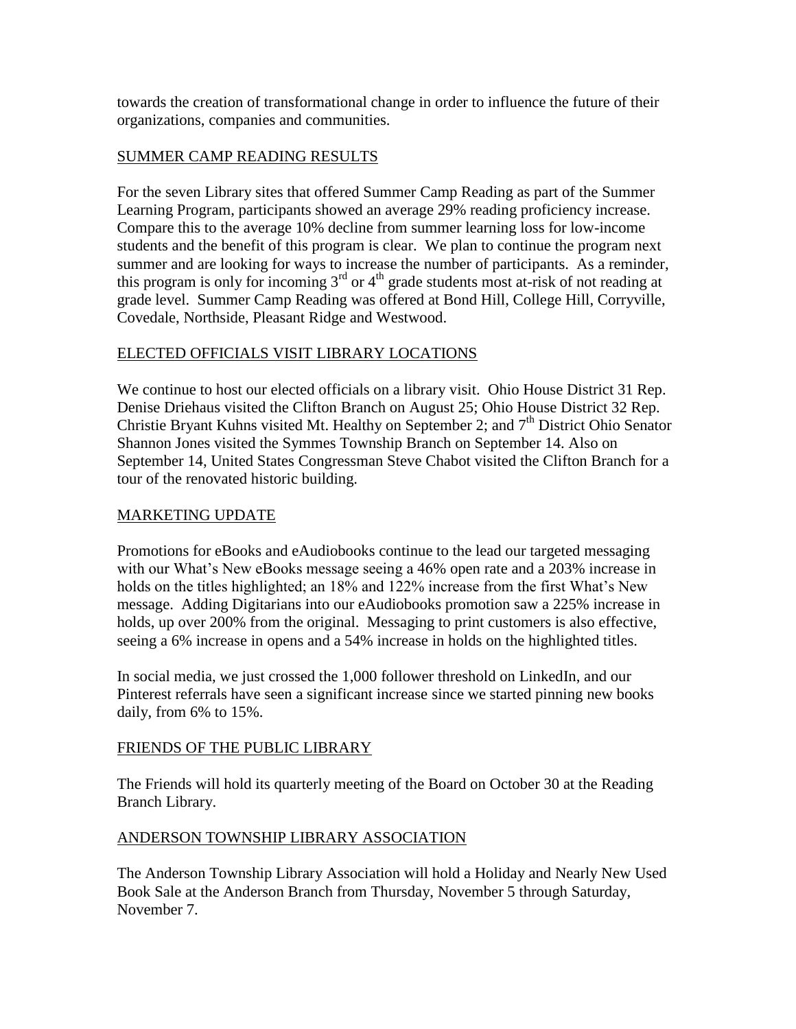towards the creation of transformational change in order to influence the future of their organizations, companies and communities.

## SUMMER CAMP READING RESULTS

For the seven Library sites that offered Summer Camp Reading as part of the Summer Learning Program, participants showed an average 29% reading proficiency increase. Compare this to the average 10% decline from summer learning loss for low-income students and the benefit of this program is clear. We plan to continue the program next summer and are looking for ways to increase the number of participants. As a reminder, this program is only for incoming 3rd or 4th grade students most at-risk of not reading at grade level. Summer Camp Reading was offered at Bond Hill, College Hill, Corryville, Covedale, Northside, Pleasant Ridge and Westwood.

## ELECTED OFFICIALS VISIT LIBRARY LOCATIONS

We continue to host our elected officials on a library visit. Ohio House District 31 Rep. Denise Driehaus visited the Clifton Branch on August 25; Ohio House District 32 Rep. Christie Bryant Kuhns visited Mt. Healthy on September 2; and 7th District Ohio Senator Shannon Jones visited the Symmes Township Branch on September 14. Also on September 14, United States Congressman Steve Chabot visited the Clifton Branch for a tour of the renovated historic building.

## MARKETING UPDATE

Promotions for eBooks and eAudiobooks continue to the lead our targeted messaging with our What's New eBooks message seeing a 46% open rate and a 203% increase in holds on the titles highlighted; an 18% and 122% increase from the first What's New message. Adding Digitarians into our eAudiobooks promotion saw a 225% increase in holds, up over 200% from the original. Messaging to print customers is also effective, seeing a 6% increase in opens and a 54% increase in holds on the highlighted titles.

In social media, we just crossed the 1,000 follower threshold on LinkedIn, and our Pinterest referrals have seen a significant increase since we started pinning new books daily, from 6% to 15%.

## FRIENDS OF THE PUBLIC LIBRARY

The Friends will hold its quarterly meeting of the Board on October 30 at the Reading Branch Library.

## ANDERSON TOWNSHIP LIBRARY ASSOCIATION

The Anderson Township Library Association will hold a Holiday and Nearly New Used Book Sale at the Anderson Branch from Thursday, November 5 through Saturday, November 7.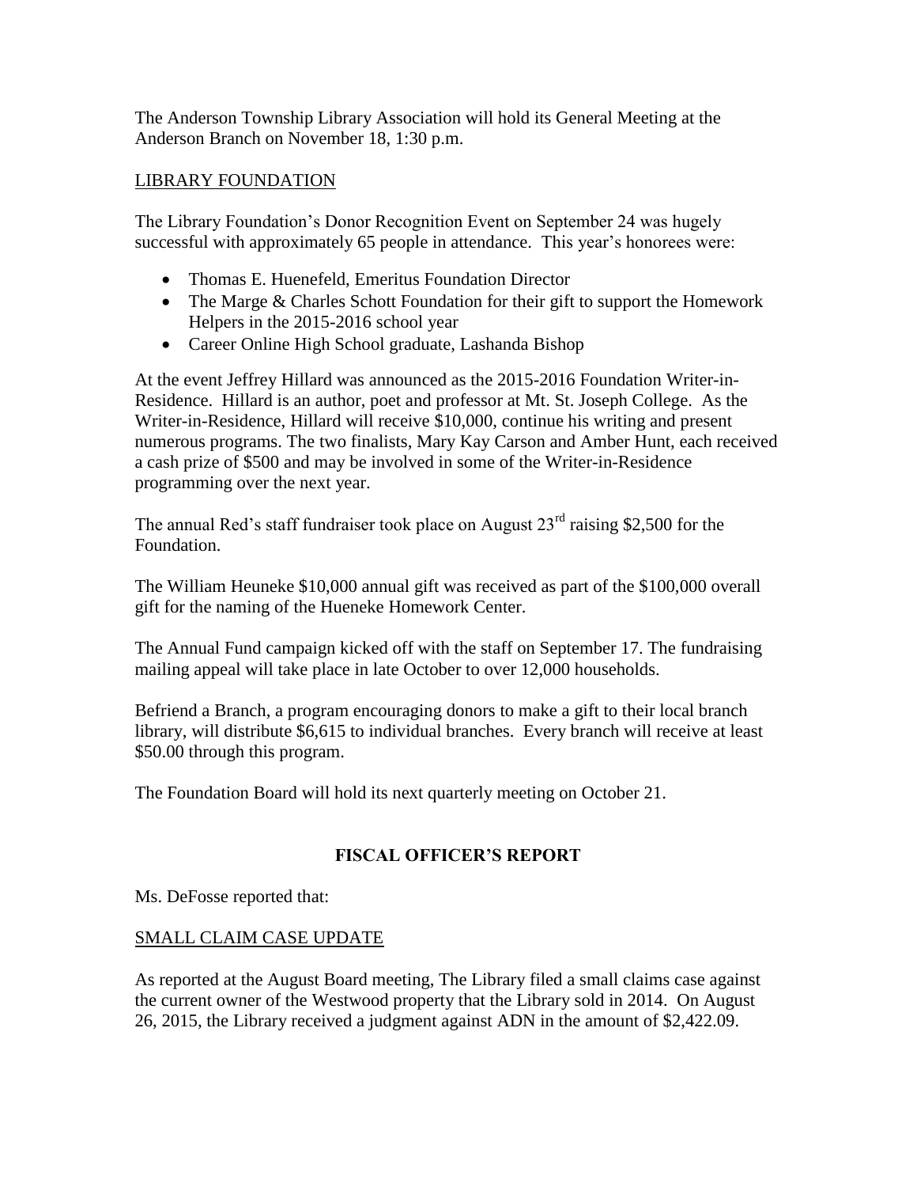The Anderson Township Library Association will hold its General Meeting at the Anderson Branch on November 18, 1:30 p.m.

LIBRARY FOUNDATION

The Library Foundation's Donor Recognition Event on September 24 was hugely successful with approximately 65 people in attendance. This year's honorees were:

- Thomas E. Huenefeld, Emeritus Foundation Director
- The Marge & Charles Schott Foundation for their gift to support the Homework Helpers in the 2015-2016 school year
- Career Online High School graduate, Lashanda Bishop

At the event Jeffrey Hillard was announced as the 2015-2016 Foundation Writer-in-Residence. Hillard is an author, poet and professor at Mt. St. Joseph College. As the Writer-in-Residence, Hillard will receive $10,000, continue his writing and present numerous programs. The two finalists, Mary Kay Carson and Amber Hunt, each received a cash prize of $500 and may be involved in some of the Writer-in-Residence programming over the next year.

The annual Red's staff fundraiser took place on August 23rd raising $2,500 for the Foundation.

The William Heuneke $10,000 annual gift was received as part of the $100,000 overall gift for the naming of the Hueneke Homework Center.

The Annual Fund campaign kicked off with the staff on September 17. The fundraising mailing appeal will take place in late October to over 12,000 households.

Befriend a Branch, a program encouraging donors to make a gift to their local branch library, will distribute $6,615 to individual branches. Every branch will receive at least $50.00 through this program.

The Foundation Board will hold its next quarterly meeting on October 21.

## FISCAL OFFICER'S REPORT

Ms. DeFosse reported that:

SMALL CLAIM CASE UPDATE

As reported at the August Board meeting, The Library filed a small claims case against the current owner of the Westwood property that the Library sold in 2014. On August 26, 2015, the Library received a judgment against ADN in the amount of $2,422.09.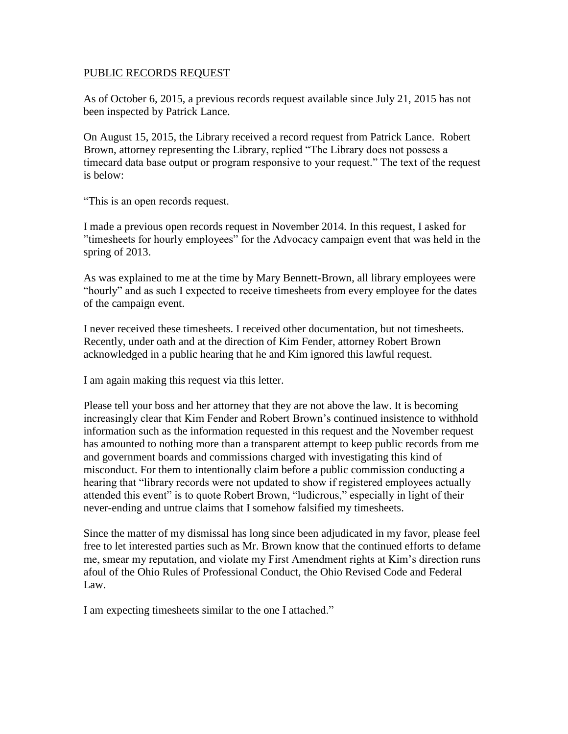PUBLIC RECORDS REQUEST

As of October 6, 2015, a previous records request available since July 21, 2015 has not been inspected by Patrick Lance.

On August 15, 2015, the Library received a record request from Patrick Lance. Robert Brown, attorney representing the Library, replied "The Library does not possess a timecard data base output or program responsive to your request." The text of the request is below:

"This is an open records request.

I made a previous open records request in November 2014. In this request, I asked for "timesheets for hourly employees" for the Advocacy campaign event that was held in the spring of 2013.

As was explained to me at the time by Mary Bennett-Brown, all library employees were "hourly" and as such I expected to receive timesheets from every employee for the dates of the campaign event.

I never received these timesheets. I received other documentation, but not timesheets. Recently, under oath and at the direction of Kim Fender, attorney Robert Brown acknowledged in a public hearing that he and Kim ignored this lawful request.

I am again making this request via this letter.

Please tell your boss and her attorney that they are not above the law. It is becoming increasingly clear that Kim Fender and Robert Brown's continued insistence to withhold information such as the information requested in this request and the November request has amounted to nothing more than a transparent attempt to keep public records from me and government boards and commissions charged with investigating this kind of misconduct. For them to intentionally claim before a public commission conducting a hearing that "library records were not updated to show if registered employees actually attended this event" is to quote Robert Brown, "ludicrous," especially in light of their never-ending and untrue claims that I somehow falsified my timesheets.

Since the matter of my dismissal has long since been adjudicated in my favor, please feel free to let interested parties such as Mr. Brown know that the continued efforts to defame me, smear my reputation, and violate my First Amendment rights at Kim's direction runs afoul of the Ohio Rules of Professional Conduct, the Ohio Revised Code and Federal Law.

I am expecting timesheets similar to the one I attached."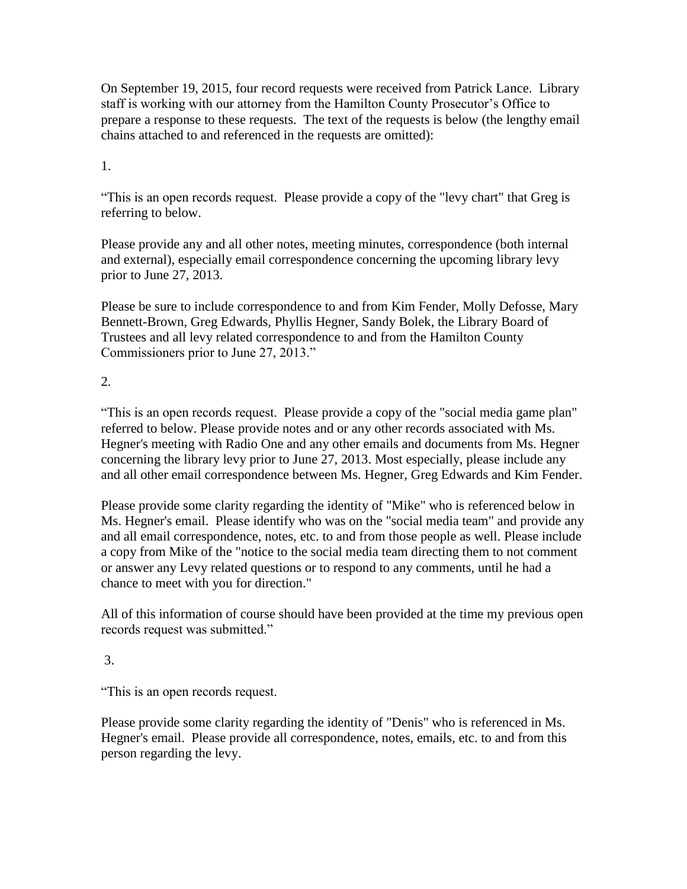On September 19, 2015, four record requests were received from Patrick Lance. Library staff is working with our attorney from the Hamilton County Prosecutor's Office to prepare a response to these requests. The text of the requests is below (the lengthy email chains attached to and referenced in the requests are omitted):

1.

"This is an open records request. Please provide a copy of the "levy chart" that Greg is referring to below.

Please provide any and all other notes, meeting minutes, correspondence (both internal and external), especially email correspondence concerning the upcoming library levy prior to June 27, 2013.

Please be sure to include correspondence to and from Kim Fender, Molly Defosse, Mary Bennett-Brown, Greg Edwards, Phyllis Hegner, Sandy Bolek, the Library Board of Trustees and all levy related correspondence to and from the Hamilton County Commissioners prior to June 27, 2013."

2.

"This is an open records request. Please provide a copy of the "social media game plan" referred to below. Please provide notes and or any other records associated with Ms. Hegner's meeting with Radio One and any other emails and documents from Ms. Hegner concerning the library levy prior to June 27, 2013. Most especially, please include any and all other email correspondence between Ms. Hegner, Greg Edwards and Kim Fender.

Please provide some clarity regarding the identity of "Mike" who is referenced below in Ms. Hegner's email. Please identify who was on the "social media team" and provide any and all email correspondence, notes, etc. to and from those people as well. Please include a copy from Mike of the "notice to the social media team directing them to not comment or answer any Levy related questions or to respond to any comments, until he had a chance to meet with you for direction."

All of this information of course should have been provided at the time my previous open records request was submitted."

3.

"This is an open records request.

Please provide some clarity regarding the identity of "Denis" who is referenced in Ms. Hegner's email. Please provide all correspondence, notes, emails, etc. to and from this person regarding the levy.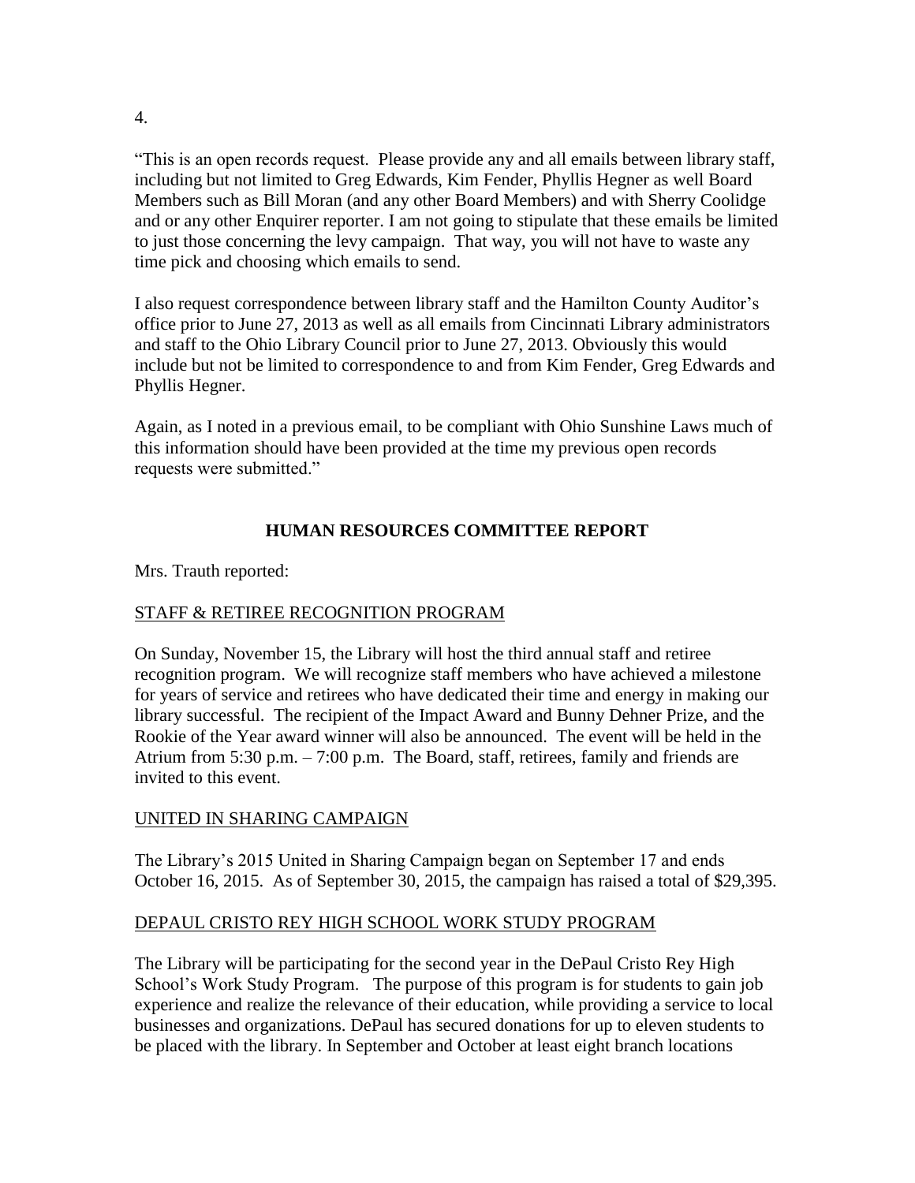4.

"This is an open records request. Please provide any and all emails between library staff, including but not limited to Greg Edwards, Kim Fender, Phyllis Hegner as well Board Members such as Bill Moran (and any other Board Members) and with Sherry Coolidge and or any other Enquirer reporter. I am not going to stipulate that these emails be limited to just those concerning the levy campaign. That way, you will not have to waste any time pick and choosing which emails to send.

I also request correspondence between library staff and the Hamilton County Auditor's office prior to June 27, 2013 as well as all emails from Cincinnati Library administrators and staff to the Ohio Library Council prior to June 27, 2013. Obviously this would include but not be limited to correspondence to and from Kim Fender, Greg Edwards and Phyllis Hegner.

Again, as I noted in a previous email, to be compliant with Ohio Sunshine Laws much of this information should have been provided at the time my previous open records requests were submitted."

## HUMAN RESOURCES COMMITTEE REPORT

Mrs. Trauth reported:

STAFF & RETIREE RECOGNITION PROGRAM

On Sunday, November 15, the Library will host the third annual staff and retiree recognition program. We will recognize staff members who have achieved a milestone for years of service and retirees who have dedicated their time and energy in making our library successful. The recipient of the Impact Award and Bunny Dehner Prize, and the Rookie of the Year award winner will also be announced. The event will be held in the Atrium from 5:30 p.m. – 7:00 p.m. The Board, staff, retirees, family and friends are invited to this event.

UNITED IN SHARING CAMPAIGN

The Library's 2015 United in Sharing Campaign began on September 17 and ends October 16, 2015. As of September 30, 2015, the campaign has raised a total of $29,395.

DEPAUL CRISTO REY HIGH SCHOOL WORK STUDY PROGRAM

The Library will be participating for the second year in the DePaul Cristo Rey High School's Work Study Program. The purpose of this program is for students to gain job experience and realize the relevance of their education, while providing a service to local businesses and organizations. DePaul has secured donations for up to eleven students to be placed with the library. In September and October at least eight branch locations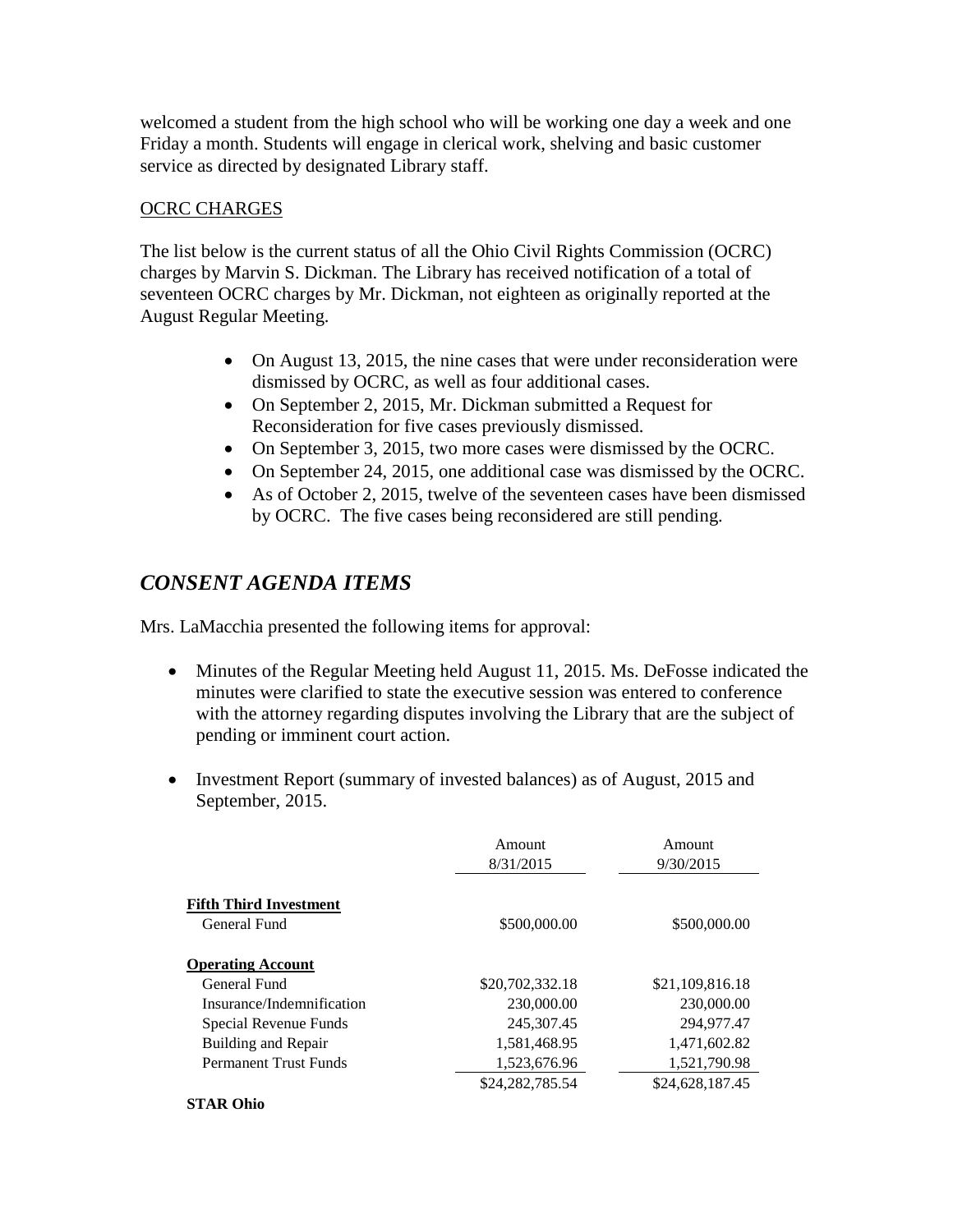welcomed a student from the high school who will be working one day a week and one Friday a month. Students will engage in clerical work, shelving and basic customer service as directed by designated Library staff.

OCRC CHARGES

The list below is the current status of all the Ohio Civil Rights Commission (OCRC) charges by Marvin S. Dickman. The Library has received notification of a total of seventeen OCRC charges by Mr. Dickman, not eighteen as originally reported at the August Regular Meeting.

- On August 13, 2015, the nine cases that were under reconsideration were dismissed by OCRC, as well as four additional cases.
- On September 2, 2015, Mr. Dickman submitted a Request for Reconsideration for five cases previously dismissed.
- On September 3, 2015, two more cases were dismissed by the OCRC.
- On September 24, 2015, one additional case was dismissed by the OCRC.
- As of October 2, 2015, twelve of the seventeen cases have been dismissed by OCRC. The five cases being reconsidered are still pending.

## *CONSENT AGENDA ITEMS*

Mrs. LaMacchia presented the following items for approval:

- Minutes of the Regular Meeting held August 11, 2015. Ms. DeFosse indicated the minutes were clarified to state the executive session was entered to conference with the attorney regarding disputes involving the Library that are the subject of pending or imminent court action.

- Investment Report (summary of invested balances) as of August, 2015 and September, 2015.

| | Amount 8/31/2015 | Amount 9/30/2015 |
|---|---|---|
| **Fifth Third Investment** | | |
| General Fund | $500,000.00 | $500,000.00 |
| **Operating Account** | | |
| General Fund | $20,702,332.18 | $21,109,816.18 |
| Insurance/Indemnification | 230,000.00 | 230,000.00 |
| Special Revenue Funds | 245,307.45 | 294,977.47 |
| Building and Repair | 1,581,468.95 | 1,471,602.82 |
| Permanent Trust Funds | 1,523,676.96 | 1,521,790.98 |
| | $24,282,785.54 | $24,628,187.45 |
| **STAR Ohio** | | |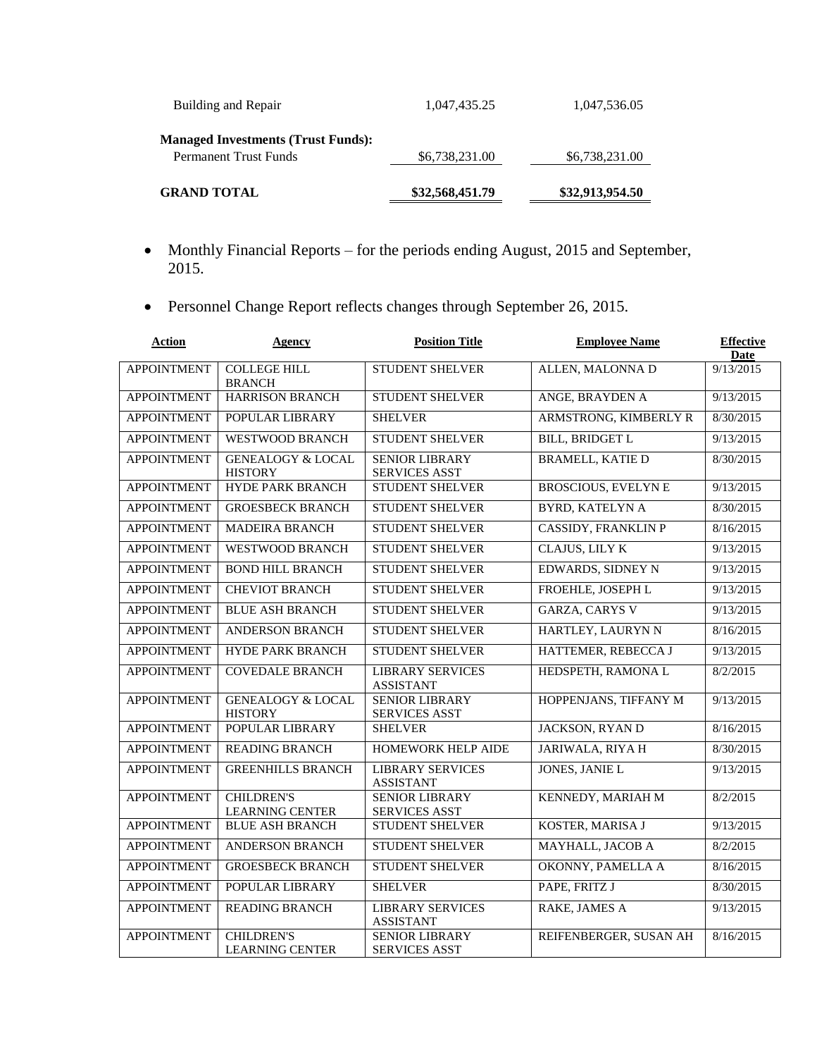| | | |
|---|---|---|
| Building and Repair | 1,047,435.25 | 1,047,536.05 |
| **Managed Investments (Trust Funds):** | | |
| Permanent Trust Funds | $6,738,231.00 | $6,738,231.00 |
| **GRAND TOTAL** | **$32,568,451.79** | **$32,913,954.50** |

- Monthly Financial Reports – for the periods ending August, 2015 and September, 2015.

- Personnel Change Report reflects changes through September 26, 2015.

| Action | Agency | Position Title | Employee Name | Effective Date |
|---|---|---|---|---|
| APPOINTMENT | COLLEGE HILL BRANCH | STUDENT SHELVER | ALLEN, MALONNA D | 9/13/2015 |
| APPOINTMENT | HARRISON BRANCH | STUDENT SHELVER | ANGE, BRAYDEN A | 9/13/2015 |
| APPOINTMENT | POPULAR LIBRARY | SHELVER | ARMSTRONG, KIMBERLY R | 8/30/2015 |
| APPOINTMENT | WESTWOOD BRANCH | STUDENT SHELVER | BILL, BRIDGET L | 9/13/2015 |
| APPOINTMENT | GENEALOGY & LOCAL HISTORY | SENIOR LIBRARY SERVICES ASST | BRAMELL, KATIE D | 8/30/2015 |
| APPOINTMENT | HYDE PARK BRANCH | STUDENT SHELVER | BROSCIOUS, EVELYN E | 9/13/2015 |
| APPOINTMENT | GROESBECK BRANCH | STUDENT SHELVER | BYRD, KATELYN A | 8/30/2015 |
| APPOINTMENT | MADEIRA BRANCH | STUDENT SHELVER | CASSIDY, FRANKLIN P | 8/16/2015 |
| APPOINTMENT | WESTWOOD BRANCH | STUDENT SHELVER | CLAJUS, LILY K | 9/13/2015 |
| APPOINTMENT | BOND HILL BRANCH | STUDENT SHELVER | EDWARDS, SIDNEY N | 9/13/2015 |
| APPOINTMENT | CHEVIOT BRANCH | STUDENT SHELVER | FROEHLE, JOSEPH L | 9/13/2015 |
| APPOINTMENT | BLUE ASH BRANCH | STUDENT SHELVER | GARZA, CARYS V | 9/13/2015 |
| APPOINTMENT | ANDERSON BRANCH | STUDENT SHELVER | HARTLEY, LAURYN N | 8/16/2015 |
| APPOINTMENT | HYDE PARK BRANCH | STUDENT SHELVER | HATTEMER, REBECCA J | 9/13/2015 |
| APPOINTMENT | COVEDALE BRANCH | LIBRARY SERVICES ASSISTANT | HEDSPETH, RAMONA L | 8/2/2015 |
| APPOINTMENT | GENEALOGY & LOCAL HISTORY | SENIOR LIBRARY SERVICES ASST | HOPPENJANS, TIFFANY M | 9/13/2015 |
| APPOINTMENT | POPULAR LIBRARY | SHELVER | JACKSON, RYAN D | 8/16/2015 |
| APPOINTMENT | READING BRANCH | HOMEWORK HELP AIDE | JARIWALA, RIYA H | 8/30/2015 |
| APPOINTMENT | GREENHILLS BRANCH | LIBRARY SERVICES ASSISTANT | JONES, JANIE L | 9/13/2015 |
| APPOINTMENT | CHILDREN'S LEARNING CENTER | SENIOR LIBRARY SERVICES ASST | KENNEDY, MARIAH M | 8/2/2015 |
| APPOINTMENT | BLUE ASH BRANCH | STUDENT SHELVER | KOSTER, MARISA J | 9/13/2015 |
| APPOINTMENT | ANDERSON BRANCH | STUDENT SHELVER | MAYHALL, JACOB A | 8/2/2015 |
| APPOINTMENT | GROESBECK BRANCH | STUDENT SHELVER | OKONNY, PAMELLA A | 8/16/2015 |
| APPOINTMENT | POPULAR LIBRARY | SHELVER | PAPE, FRITZ J | 8/30/2015 |
| APPOINTMENT | READING BRANCH | LIBRARY SERVICES ASSISTANT | RAKE, JAMES A | 9/13/2015 |
| APPOINTMENT | CHILDREN'S LEARNING CENTER | SENIOR LIBRARY SERVICES ASST | REIFENBERGER, SUSAN AH | 8/16/2015 |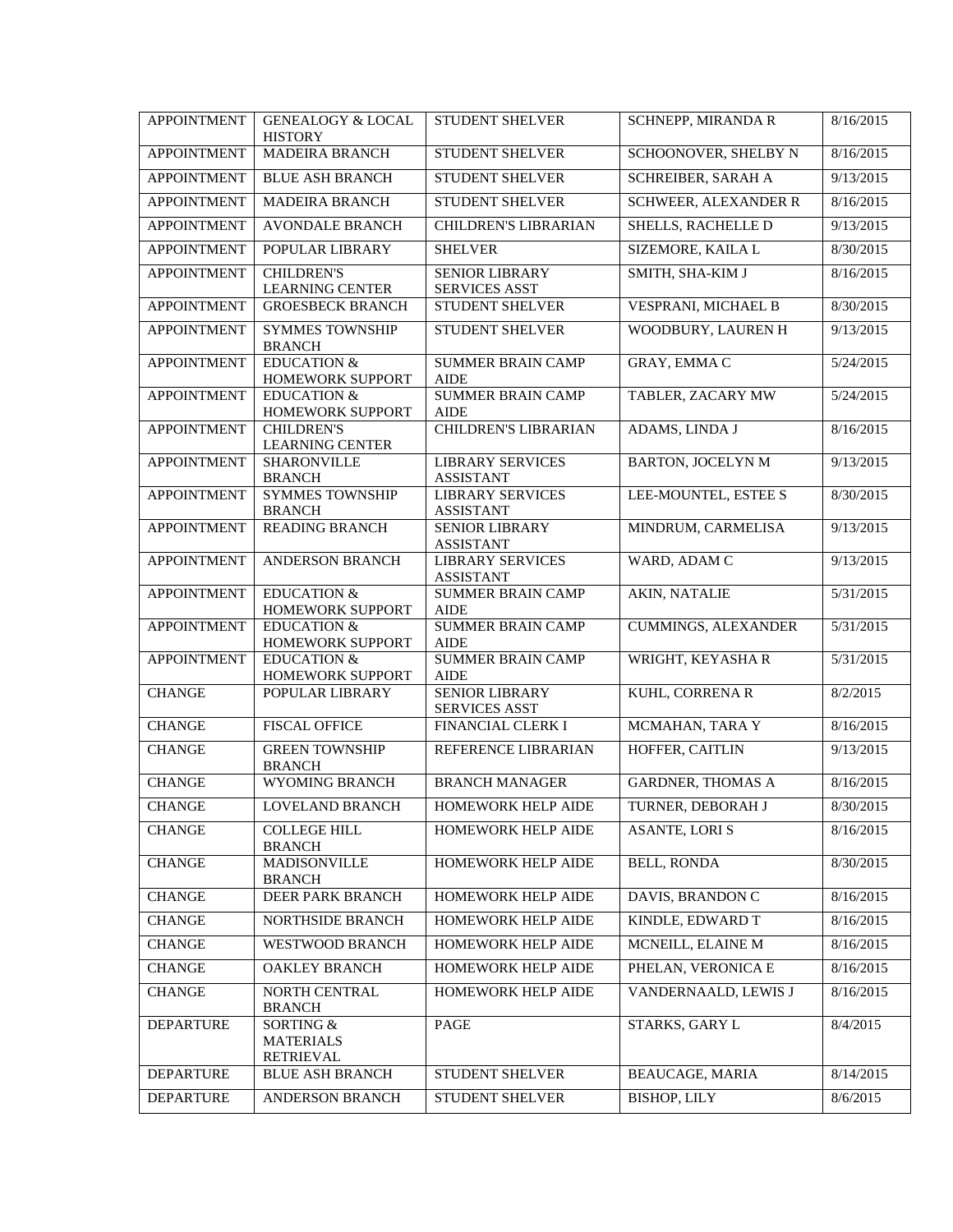| APPOINTMENT | GENEALOGY & LOCAL HISTORY | STUDENT SHELVER | SCHNEPP, MIRANDA R | 8/16/2015 |
|---|---|---|---|---|
| APPOINTMENT | MADEIRA BRANCH | STUDENT SHELVER | SCHOONOVER, SHELBY N | 8/16/2015 |
| APPOINTMENT | BLUE ASH BRANCH | STUDENT SHELVER | SCHREIBER, SARAH A | 9/13/2015 |
| APPOINTMENT | MADEIRA BRANCH | STUDENT SHELVER | SCHWEER, ALEXANDER R | 8/16/2015 |
| APPOINTMENT | AVONDALE BRANCH | CHILDREN'S LIBRARIAN | SHELLS, RACHELLE D | 9/13/2015 |
| APPOINTMENT | POPULAR LIBRARY | SHELVER | SIZEMORE, KAILA L | 8/30/2015 |
| APPOINTMENT | CHILDREN'S LEARNING CENTER | SENIOR LIBRARY SERVICES ASST | SMITH, SHA-KIM J | 8/16/2015 |
| APPOINTMENT | GROESBECK BRANCH | STUDENT SHELVER | VESPRANI, MICHAEL B | 8/30/2015 |
| APPOINTMENT | SYMMES TOWNSHIP BRANCH | STUDENT SHELVER | WOODBURY, LAUREN H | 9/13/2015 |
| APPOINTMENT | EDUCATION & HOMEWORK SUPPORT | SUMMER BRAIN CAMP AIDE | GRAY, EMMA C | 5/24/2015 |
| APPOINTMENT | EDUCATION & HOMEWORK SUPPORT | SUMMER BRAIN CAMP AIDE | TABLER, ZACARY MW | 5/24/2015 |
| APPOINTMENT | CHILDREN'S LEARNING CENTER | CHILDREN'S LIBRARIAN | ADAMS, LINDA J | 8/16/2015 |
| APPOINTMENT | SHARONVILLE BRANCH | LIBRARY SERVICES ASSISTANT | BARTON, JOCELYN M | 9/13/2015 |
| APPOINTMENT | SYMMES TOWNSHIP BRANCH | LIBRARY SERVICES ASSISTANT | LEE-MOUNTEL, ESTEE S | 8/30/2015 |
| APPOINTMENT | READING BRANCH | SENIOR LIBRARY ASSISTANT | MINDRUM, CARMELISA | 9/13/2015 |
| APPOINTMENT | ANDERSON BRANCH | LIBRARY SERVICES ASSISTANT | WARD, ADAM C | 9/13/2015 |
| APPOINTMENT | EDUCATION & HOMEWORK SUPPORT | SUMMER BRAIN CAMP AIDE | AKIN, NATALIE | 5/31/2015 |
| APPOINTMENT | EDUCATION & HOMEWORK SUPPORT | SUMMER BRAIN CAMP AIDE | CUMMINGS, ALEXANDER | 5/31/2015 |
| APPOINTMENT | EDUCATION & HOMEWORK SUPPORT | SUMMER BRAIN CAMP AIDE | WRIGHT, KEYASHA R | 5/31/2015 |
| CHANGE | POPULAR LIBRARY | SENIOR LIBRARY SERVICES ASST | KUHL, CORRENA R | 8/2/2015 |
| CHANGE | FISCAL OFFICE | FINANCIAL CLERK I | MCMAHAN, TARA Y | 8/16/2015 |
| CHANGE | GREEN TOWNSHIP BRANCH | REFERENCE LIBRARIAN | HOFFER, CAITLIN | 9/13/2015 |
| CHANGE | WYOMING BRANCH | BRANCH MANAGER | GARDNER, THOMAS A | 8/16/2015 |
| CHANGE | LOVELAND BRANCH | HOMEWORK HELP AIDE | TURNER, DEBORAH J | 8/30/2015 |
| CHANGE | COLLEGE HILL BRANCH | HOMEWORK HELP AIDE | ASANTE, LORI S | 8/16/2015 |
| CHANGE | MADISONVILLE BRANCH | HOMEWORK HELP AIDE | BELL, RONDA | 8/30/2015 |
| CHANGE | DEER PARK BRANCH | HOMEWORK HELP AIDE | DAVIS, BRANDON C | 8/16/2015 |
| CHANGE | NORTHSIDE BRANCH | HOMEWORK HELP AIDE | KINDLE, EDWARD T | 8/16/2015 |
| CHANGE | WESTWOOD BRANCH | HOMEWORK HELP AIDE | MCNEILL, ELAINE M | 8/16/2015 |
| CHANGE | OAKLEY BRANCH | HOMEWORK HELP AIDE | PHELAN, VERONICA E | 8/16/2015 |
| CHANGE | NORTH CENTRAL BRANCH | HOMEWORK HELP AIDE | VANDERNAALD, LEWIS J | 8/16/2015 |
| DEPARTURE | SORTING & MATERIALS RETRIEVAL | PAGE | STARKS, GARY L | 8/4/2015 |
| DEPARTURE | BLUE ASH BRANCH | STUDENT SHELVER | BEAUCAGE, MARIA | 8/14/2015 |
| DEPARTURE | ANDERSON BRANCH | STUDENT SHELVER | BISHOP, LILY | 8/6/2015 |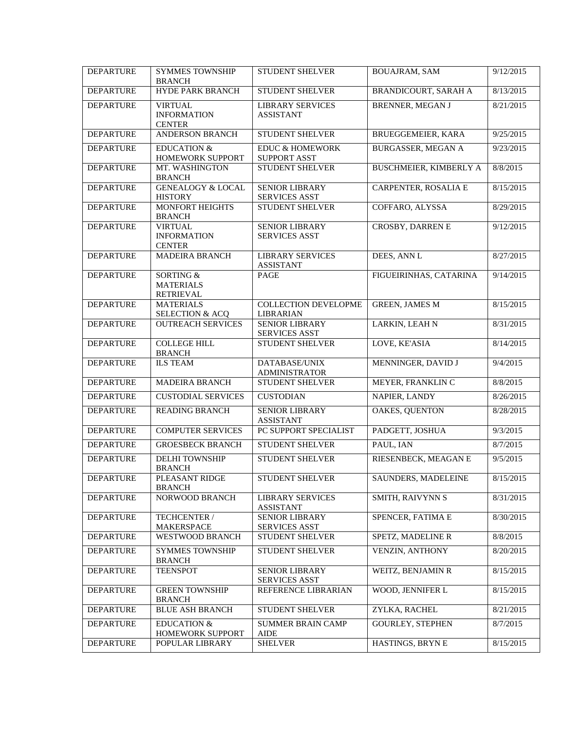| DEPARTURE | SYMMES TOWNSHIP BRANCH | STUDENT SHELVER | BOUAJRAM, SAM | 9/12/2015 |
|---|---|---|---|---|
| DEPARTURE | HYDE PARK BRANCH | STUDENT SHELVER | BRANDICOURT, SARAH A | 8/13/2015 |
| DEPARTURE | VIRTUAL INFORMATION CENTER | LIBRARY SERVICES ASSISTANT | BRENNER, MEGAN J | 8/21/2015 |
| DEPARTURE | ANDERSON BRANCH | STUDENT SHELVER | BRUEGGEMEIER, KARA | 9/25/2015 |
| DEPARTURE | EDUCATION & HOMEWORK SUPPORT | EDUC & HOMEWORK SUPPORT ASST | BURGASSER, MEGAN A | 9/23/2015 |
| DEPARTURE | MT. WASHINGTON BRANCH | STUDENT SHELVER | BUSCHMEIER, KIMBERLY A | 8/8/2015 |
| DEPARTURE | GENEALOGY & LOCAL HISTORY | SENIOR LIBRARY SERVICES ASST | CARPENTER, ROSALIA E | 8/15/2015 |
| DEPARTURE | MONFORT HEIGHTS BRANCH | STUDENT SHELVER | COFFARO, ALYSSA | 8/29/2015 |
| DEPARTURE | VIRTUAL INFORMATION CENTER | SENIOR LIBRARY SERVICES ASST | CROSBY, DARREN E | 9/12/2015 |
| DEPARTURE | MADEIRA BRANCH | LIBRARY SERVICES ASSISTANT | DEES, ANN L | 8/27/2015 |
| DEPARTURE | SORTING & MATERIALS RETRIEVAL | PAGE | FIGUEIRINHAS, CATARINA | 9/14/2015 |
| DEPARTURE | MATERIALS SELECTION & ACQ | COLLECTION DEVELOPME LIBRARIAN | GREEN, JAMES M | 8/15/2015 |
| DEPARTURE | OUTREACH SERVICES | SENIOR LIBRARY SERVICES ASST | LARKIN, LEAH N | 8/31/2015 |
| DEPARTURE | COLLEGE HILL BRANCH | STUDENT SHELVER | LOVE, KE'ASIA | 8/14/2015 |
| DEPARTURE | ILS TEAM | DATABASE/UNIX ADMINISTRATOR | MENNINGER, DAVID J | 9/4/2015 |
| DEPARTURE | MADEIRA BRANCH | STUDENT SHELVER | MEYER, FRANKLIN C | 8/8/2015 |
| DEPARTURE | CUSTODIAL SERVICES | CUSTODIAN | NAPIER, LANDY | 8/26/2015 |
| DEPARTURE | READING BRANCH | SENIOR LIBRARY ASSISTANT | OAKES, QUENTON | 8/28/2015 |
| DEPARTURE | COMPUTER SERVICES | PC SUPPORT SPECIALIST | PADGETT, JOSHUA | 9/3/2015 |
| DEPARTURE | GROESBECK BRANCH | STUDENT SHELVER | PAUL, IAN | 8/7/2015 |
| DEPARTURE | DELHI TOWNSHIP BRANCH | STUDENT SHELVER | RIESENBECK, MEAGAN E | 9/5/2015 |
| DEPARTURE | PLEASANT RIDGE BRANCH | STUDENT SHELVER | SAUNDERS, MADELEINE | 8/15/2015 |
| DEPARTURE | NORWOOD BRANCH | LIBRARY SERVICES ASSISTANT | SMITH, RAIVYNN S | 8/31/2015 |
| DEPARTURE | TECHCENTER / MAKERSPACE | SENIOR LIBRARY SERVICES ASST | SPENCER, FATIMA E | 8/30/2015 |
| DEPARTURE | WESTWOOD BRANCH | STUDENT SHELVER | SPETZ, MADELINE R | 8/8/2015 |
| DEPARTURE | SYMMES TOWNSHIP BRANCH | STUDENT SHELVER | VENZIN, ANTHONY | 8/20/2015 |
| DEPARTURE | TEENSPOT | SENIOR LIBRARY SERVICES ASST | WEITZ, BENJAMIN R | 8/15/2015 |
| DEPARTURE | GREEN TOWNSHIP BRANCH | REFERENCE LIBRARIAN | WOOD, JENNIFER L | 8/15/2015 |
| DEPARTURE | BLUE ASH BRANCH | STUDENT SHELVER | ZYLKA, RACHEL | 8/21/2015 |
| DEPARTURE | EDUCATION & HOMEWORK SUPPORT | SUMMER BRAIN CAMP AIDE | GOURLEY, STEPHEN | 8/7/2015 |
| DEPARTURE | POPULAR LIBRARY | SHELVER | HASTINGS, BRYN E | 8/15/2015 |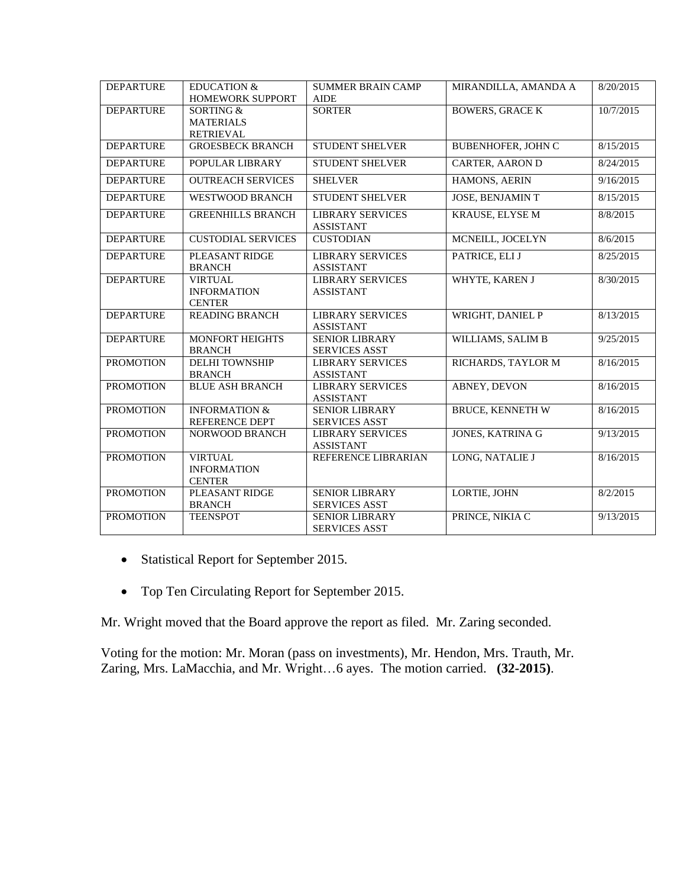| DEPARTURE | EDUCATION & HOMEWORK SUPPORT | SUMMER BRAIN CAMP AIDE | MIRANDILLA, AMANDA A | 8/20/2015 |
|---|---|---|---|---|
| DEPARTURE | SORTING & MATERIALS RETRIEVAL | SORTER | BOWERS, GRACE K | 10/7/2015 |
| DEPARTURE | GROESBECK BRANCH | STUDENT SHELVER | BUBENHOFER, JOHN C | 8/15/2015 |
| DEPARTURE | POPULAR LIBRARY | STUDENT SHELVER | CARTER, AARON D | 8/24/2015 |
| DEPARTURE | OUTREACH SERVICES | SHELVER | HAMONS, AERIN | 9/16/2015 |
| DEPARTURE | WESTWOOD BRANCH | STUDENT SHELVER | JOSE, BENJAMIN T | 8/15/2015 |
| DEPARTURE | GREENHILLS BRANCH | LIBRARY SERVICES ASSISTANT | KRAUSE, ELYSE M | 8/8/2015 |
| DEPARTURE | CUSTODIAL SERVICES | CUSTODIAN | MCNEILL, JOCELYN | 8/6/2015 |
| DEPARTURE | PLEASANT RIDGE BRANCH | LIBRARY SERVICES ASSISTANT | PATRICE, ELI J | 8/25/2015 |
| DEPARTURE | VIRTUAL INFORMATION CENTER | LIBRARY SERVICES ASSISTANT | WHYTE, KAREN J | 8/30/2015 |
| DEPARTURE | READING BRANCH | LIBRARY SERVICES ASSISTANT | WRIGHT, DANIEL P | 8/13/2015 |
| DEPARTURE | MONFORT HEIGHTS BRANCH | SENIOR LIBRARY SERVICES ASST | WILLIAMS, SALIM B | 9/25/2015 |
| PROMOTION | DELHI TOWNSHIP BRANCH | LIBRARY SERVICES ASSISTANT | RICHARDS, TAYLOR M | 8/16/2015 |
| PROMOTION | BLUE ASH BRANCH | LIBRARY SERVICES ASSISTANT | ABNEY, DEVON | 8/16/2015 |
| PROMOTION | INFORMATION & REFERENCE DEPT | SENIOR LIBRARY SERVICES ASST | BRUCE, KENNETH W | 8/16/2015 |
| PROMOTION | NORWOOD BRANCH | LIBRARY SERVICES ASSISTANT | JONES, KATRINA G | 9/13/2015 |
| PROMOTION | VIRTUAL INFORMATION CENTER | REFERENCE LIBRARIAN | LONG, NATALIE J | 8/16/2015 |
| PROMOTION | PLEASANT RIDGE BRANCH | SENIOR LIBRARY SERVICES ASST | LORTIE, JOHN | 8/2/2015 |
| PROMOTION | TEENSPOT | SENIOR LIBRARY SERVICES ASST | PRINCE, NIKIA C | 9/13/2015 |

- Statistical Report for September 2015.
- Top Ten Circulating Report for September 2015.

Mr. Wright moved that the Board approve the report as filed. Mr. Zaring seconded.

Voting for the motion: Mr. Moran (pass on investments), Mr. Hendon, Mrs. Trauth, Mr. Zaring, Mrs. LaMacchia, and Mr. Wright…6 ayes. The motion carried. **(32-2015)**.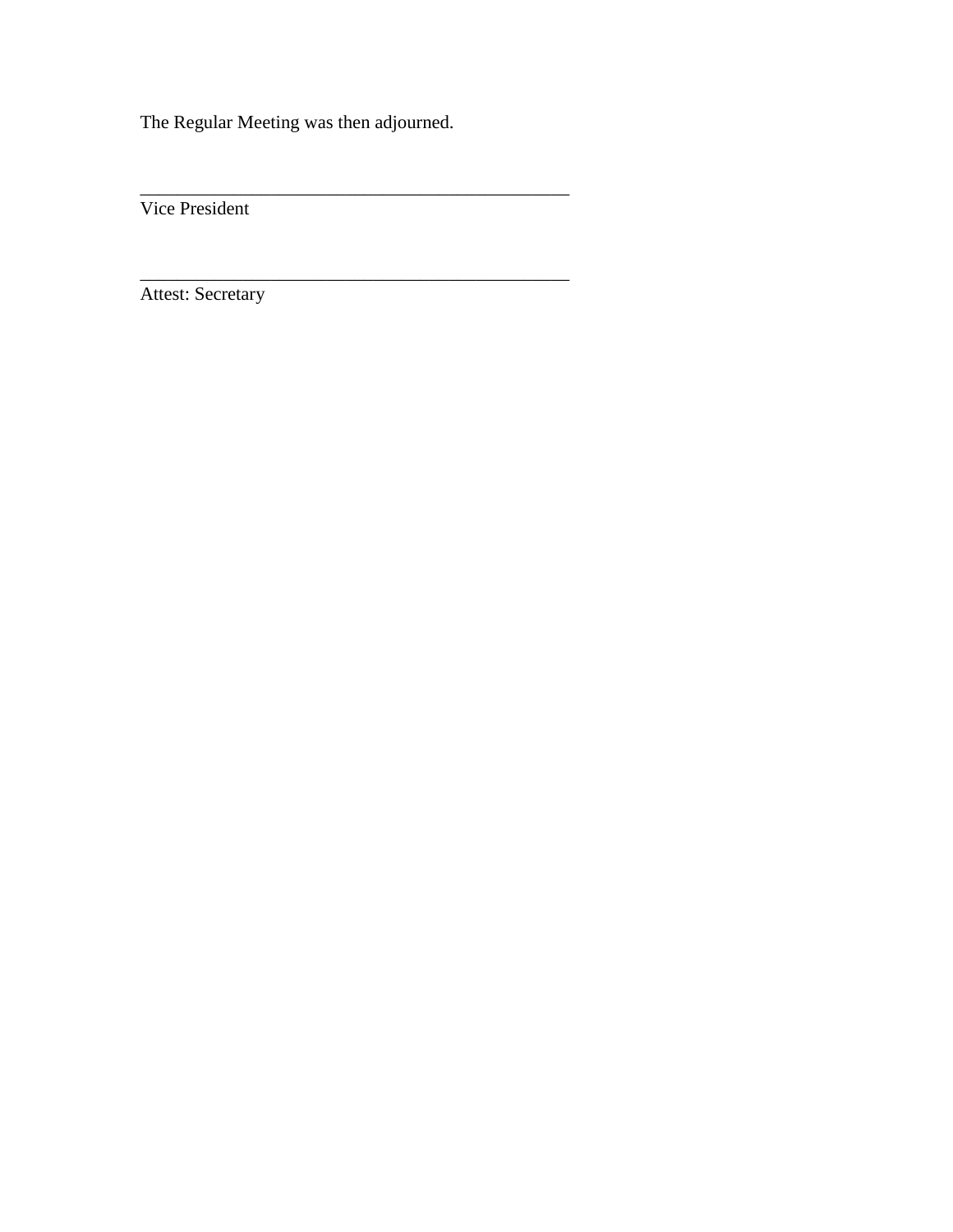The Regular Meeting was then adjourned.

_________________________________________________
Vice President

_________________________________________________
Attest: Secretary